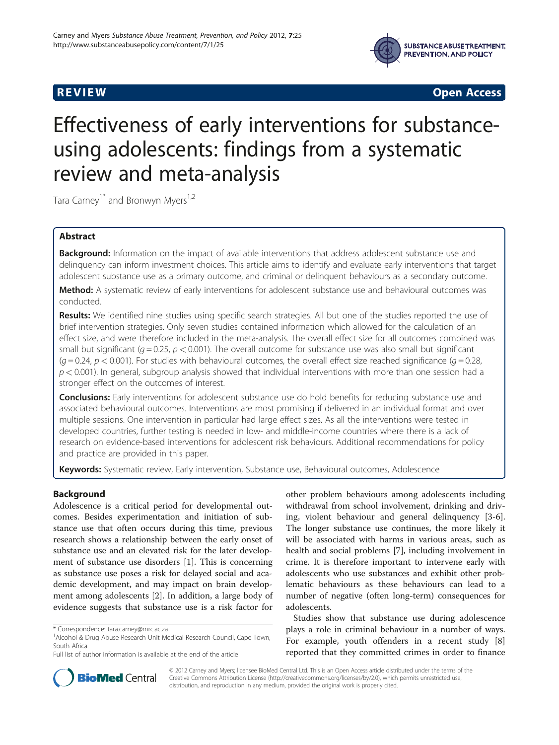**REVIEW** **Open Access**

# Effectiveness of early interventions for substance-using adolescents: findings from a systematic review and meta-analysis

Tara Carney[1*] and Bronwyn Myers[1,2]

## Abstract

**Background:** Information on the impact of available interventions that address adolescent substance use and delinquency can inform investment choices. This article aims to identify and evaluate early interventions that target adolescent substance use as a primary outcome, and criminal or delinquent behaviours as a secondary outcome.

**Method:** A systematic review of early interventions for adolescent substance use and behavioural outcomes was conducted.

**Results:** We identified nine studies using specific search strategies. All but one of the studies reported the use of brief intervention strategies. Only seven studies contained information which allowed for the calculation of an effect size, and were therefore included in the meta-analysis. The overall effect size for all outcomes combined was small but significant ($g = 0.25$, $p < 0.001$). The overall outcome for substance use was also small but significant ($g = 0.24$, $p < 0.001$). For studies with behavioural outcomes, the overall effect size reached significance ($g = 0.28$, $p < 0.001$). In general, subgroup analysis showed that individual interventions with more than one session had a stronger effect on the outcomes of interest.

**Conclusions:** Early interventions for adolescent substance use do hold benefits for reducing substance use and associated behavioural outcomes. Interventions are most promising if delivered in an individual format and over multiple sessions. One intervention in particular had large effect sizes. As all the interventions were tested in developed countries, further testing is needed in low- and middle-income countries where there is a lack of research on evidence-based interventions for adolescent risk behaviours. Additional recommendations for policy and practice are provided in this paper.

**Keywords:** Systematic review, Early intervention, Substance use, Behavioural outcomes, Adolescence

## Background

Adolescence is a critical period for developmental outcomes. Besides experimentation and initiation of substance use that often occurs during this time, previous research shows a relationship between the early onset of substance use and an elevated risk for the later development of substance use disorders [1]. This is concerning as substance use poses a risk for delayed social and academic development, and may impact on brain development among adolescents [2]. In addition, a large body of evidence suggests that substance use is a risk factor for other problem behaviours among adolescents including withdrawal from school involvement, drinking and driving, violent behaviour and general delinquency [3-6]. The longer substance use continues, the more likely it will be associated with harms in various areas, such as health and social problems [7], including involvement in crime. It is therefore important to intervene early with adolescents who use substances and exhibit other problematic behaviours as these behaviours can lead to a number of negative (often long-term) consequences for adolescents.

Studies show that substance use during adolescence plays a role in criminal behaviour in a number of ways. For example, youth offenders in a recent study [8] reported that they committed crimes in order to finance

\* Correspondence: tara.carney@mrc.ac.za

[1]Alcohol & Drug Abuse Research Unit Medical Research Council, Cape Town, South Africa

Full list of author information is available at the end of the article

© 2012 Carney and Myers; licensee BioMed Central Ltd. This is an Open Access article distributed under the terms of the Creative Commons Attribution License (http://creativecommons.org/licenses/by/2.0), which permits unrestricted use, distribution, and reproduction in any medium, provided the original work is properly cited.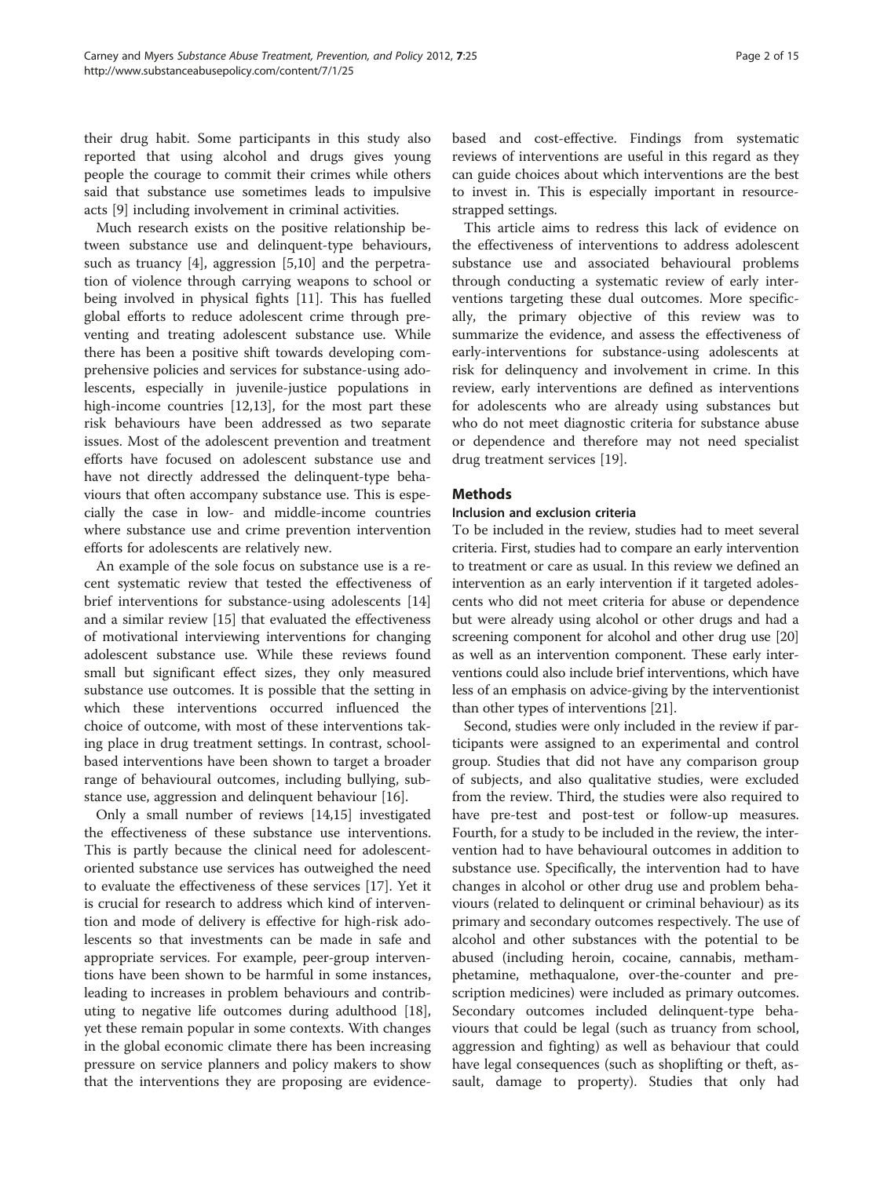their drug habit. Some participants in this study also reported that using alcohol and drugs gives young people the courage to commit their crimes while others said that substance use sometimes leads to impulsive acts [9] including involvement in criminal activities.

Much research exists on the positive relationship between substance use and delinquent-type behaviours, such as truancy [4], aggression [5,10] and the perpetration of violence through carrying weapons to school or being involved in physical fights [11]. This has fuelled global efforts to reduce adolescent crime through preventing and treating adolescent substance use. While there has been a positive shift towards developing comprehensive policies and services for substance-using adolescents, especially in juvenile-justice populations in high-income countries [12,13], for the most part these risk behaviours have been addressed as two separate issues. Most of the adolescent prevention and treatment efforts have focused on adolescent substance use and have not directly addressed the delinquent-type behaviours that often accompany substance use. This is especially the case in low- and middle-income countries where substance use and crime prevention intervention efforts for adolescents are relatively new.

An example of the sole focus on substance use is a recent systematic review that tested the effectiveness of brief interventions for substance-using adolescents [14] and a similar review [15] that evaluated the effectiveness of motivational interviewing interventions for changing adolescent substance use. While these reviews found small but significant effect sizes, they only measured substance use outcomes. It is possible that the setting in which these interventions occurred influenced the choice of outcome, with most of these interventions taking place in drug treatment settings. In contrast, school-based interventions have been shown to target a broader range of behavioural outcomes, including bullying, substance use, aggression and delinquent behaviour [16].

Only a small number of reviews [14,15] investigated the effectiveness of these substance use interventions. This is partly because the clinical need for adolescent-oriented substance use services has outweighed the need to evaluate the effectiveness of these services [17]. Yet it is crucial for research to address which kind of intervention and mode of delivery is effective for high-risk adolescents so that investments can be made in safe and appropriate services. For example, peer-group interventions have been shown to be harmful in some instances, leading to increases in problem behaviours and contributing to negative life outcomes during adulthood [18], yet these remain popular in some contexts. With changes in the global economic climate there has been increasing pressure on service planners and policy makers to show that the interventions they are proposing are evidence-based and cost-effective. Findings from systematic reviews of interventions are useful in this regard as they can guide choices about which interventions are the best to invest in. This is especially important in resource-strapped settings.

This article aims to redress this lack of evidence on the effectiveness of interventions to address adolescent substance use and associated behavioural problems through conducting a systematic review of early interventions targeting these dual outcomes. More specifically, the primary objective of this review was to summarize the evidence, and assess the effectiveness of early-interventions for substance-using adolescents at risk for delinquency and involvement in crime. In this review, early interventions are defined as interventions for adolescents who are already using substances but who do not meet diagnostic criteria for substance abuse or dependence and therefore may not need specialist drug treatment services [19].

## Methods

### Inclusion and exclusion criteria

To be included in the review, studies had to meet several criteria. First, studies had to compare an early intervention to treatment or care as usual. In this review we defined an intervention as an early intervention if it targeted adolescents who did not meet criteria for abuse or dependence but were already using alcohol or other drugs and had a screening component for alcohol and other drug use [20] as well as an intervention component. These early interventions could also include brief interventions, which have less of an emphasis on advice-giving by the interventionist than other types of interventions [21].

Second, studies were only included in the review if participants were assigned to an experimental and control group. Studies that did not have any comparison group of subjects, and also qualitative studies, were excluded from the review. Third, the studies were also required to have pre-test and post-test or follow-up measures. Fourth, for a study to be included in the review, the intervention had to have behavioural outcomes in addition to substance use. Specifically, the intervention had to have changes in alcohol or other drug use and problem behaviours (related to delinquent or criminal behaviour) as its primary and secondary outcomes respectively. The use of alcohol and other substances with the potential to be abused (including heroin, cocaine, cannabis, methamphetamine, methaqualone, over-the-counter and prescription medicines) were included as primary outcomes. Secondary outcomes included delinquent-type behaviours that could be legal (such as truancy from school, aggression and fighting) as well as behaviour that could have legal consequences (such as shoplifting or theft, assault, damage to property). Studies that only had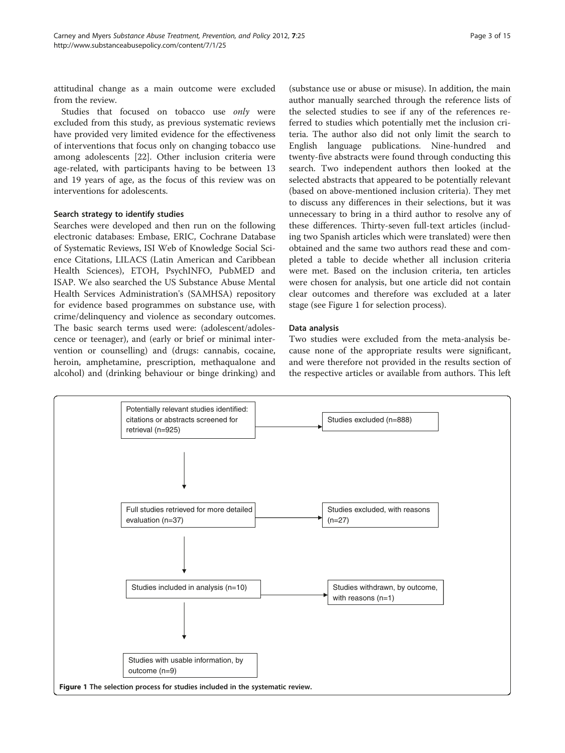attitudinal change as a main outcome were excluded from the review.

Studies that focused on tobacco use *only* were excluded from this study, as previous systematic reviews have provided very limited evidence for the effectiveness of interventions that focus only on changing tobacco use among adolescents [22]. Other inclusion criteria were age-related, with participants having to be between 13 and 19 years of age, as the focus of this review was on interventions for adolescents.

### Search strategy to identify studies

Searches were developed and then run on the following electronic databases: Embase, ERIC, Cochrane Database of Systematic Reviews, ISI Web of Knowledge Social Science Citations, LILACS (Latin American and Caribbean Health Sciences), ETOH, PsychINFO, PubMED and ISAP. We also searched the US Substance Abuse Mental Health Services Administration's (SAMHSA) repository for evidence based programmes on substance use, with crime/delinquency and violence as secondary outcomes. The basic search terms used were: (adolescent/adolescence or teenager), and (early or brief or minimal intervention or counselling) and (drugs: cannabis, cocaine, heroin, amphetamine, prescription, methaqualone and alcohol) and (drinking behaviour or binge drinking) and (substance use or abuse or misuse). In addition, the main author manually searched through the reference lists of the selected studies to see if any of the references referred to studies which potentially met the inclusion criteria. The author also did not only limit the search to English language publications. Nine-hundred and twenty-five abstracts were found through conducting this search. Two independent authors then looked at the selected abstracts that appeared to be potentially relevant (based on above-mentioned inclusion criteria). They met to discuss any differences in their selections, but it was unnecessary to bring in a third author to resolve any of these differences. Thirty-seven full-text articles (including two Spanish articles which were translated) were then obtained and the same two authors read these and completed a table to decide whether all inclusion criteria were met. Based on the inclusion criteria, ten articles were chosen for analysis, but one article did not contain clear outcomes and therefore was excluded at a later stage (see Figure 1 for selection process).

### Data analysis

Two studies were excluded from the meta-analysis because none of the appropriate results were significant, and were therefore not provided in the results section of the respective articles or available from authors. This left

Potentially relevant studies identified: citations or abstracts screened for retrieval (n=925)

Studies excluded (n=888)

Full studies retrieved for more detailed evaluation (n=37)

Studies excluded, with reasons (n=27)

Studies included in analysis (n=10)

Studies withdrawn, by outcome, with reasons (n=1)

Studies with usable information, by outcome (n=9)

**Figure 1 The selection process for studies included in the systematic review.**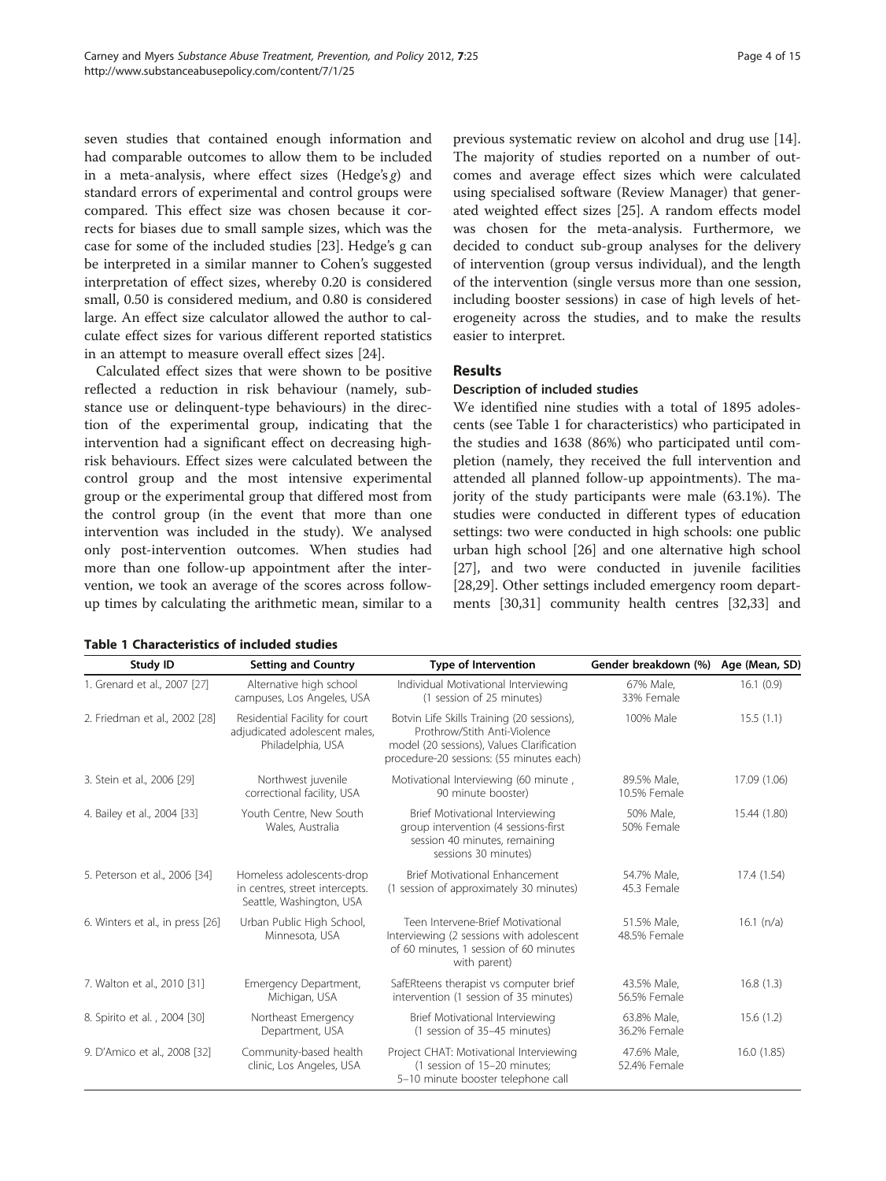seven studies that contained enough information and had comparable outcomes to allow them to be included in a meta-analysis, where effect sizes (Hedge's *g*) and standard errors of experimental and control groups were compared. This effect size was chosen because it corrects for biases due to small sample sizes, which was the case for some of the included studies [23]. Hedge's g can be interpreted in a similar manner to Cohen's suggested interpretation of effect sizes, whereby 0.20 is considered small, 0.50 is considered medium, and 0.80 is considered large. An effect size calculator allowed the author to calculate effect sizes for various different reported statistics in an attempt to measure overall effect sizes [24].

Calculated effect sizes that were shown to be positive reflected a reduction in risk behaviour (namely, substance use or delinquent-type behaviours) in the direction of the experimental group, indicating that the intervention had a significant effect on decreasing high-risk behaviours. Effect sizes were calculated between the control group and the most intensive experimental group or the experimental group that differed most from the control group (in the event that more than one intervention was included in the study). We analysed only post-intervention outcomes. When studies had more than one follow-up appointment after the intervention, we took an average of the scores across follow-up times by calculating the arithmetic mean, similar to a previous systematic review on alcohol and drug use [14]. The majority of studies reported on a number of outcomes and average effect sizes which were calculated using specialised software (Review Manager) that generated weighted effect sizes [25]. A random effects model was chosen for the meta-analysis. Furthermore, we decided to conduct sub-group analyses for the delivery of intervention (group versus individual), and the length of the intervention (single versus more than one session, including booster sessions) in case of high levels of heterogeneity across the studies, and to make the results easier to interpret.

## Results

### Description of included studies

We identified nine studies with a total of 1895 adolescents (see Table 1 for characteristics) who participated in the studies and 1638 (86%) who participated until completion (namely, they received the full intervention and attended all planned follow-up appointments). The majority of the study participants were male (63.1%). The studies were conducted in different types of education settings: two were conducted in high schools: one public urban high school [26] and one alternative high school [27], and two were conducted in juvenile facilities [28,29]. Other settings included emergency room departments [30,31] community health centres [32,33] and

**Table 1 Characteristics of included studies**

| Study ID | Setting and Country | Type of Intervention | Gender breakdown (%) | Age (Mean, SD) |
|---|---|---|---|---|
| 1. Grenard et al., 2007 [27] | Alternative high school campuses, Los Angeles, USA | Individual Motivational Interviewing (1 session of 25 minutes) | 67% Male, 33% Female | 16.1 (0.9) |
| 2. Friedman et al., 2002 [28] | Residential Facility for court adjudicated adolescent males, Philadelphia, USA | Botvin Life Skills Training (20 sessions), Prothrow/Stith Anti-Violence model (20 sessions), Values Clarification procedure-20 sessions: (55 minutes each) | 100% Male | 15.5 (1.1) |
| 3. Stein et al., 2006 [29] | Northwest juvenile correctional facility, USA | Motivational Interviewing (60 minute , 90 minute booster) | 89.5% Male, 10.5% Female | 17.09 (1.06) |
| 4. Bailey et al., 2004 [33] | Youth Centre, New South Wales, Australia | Brief Motivational Interviewing group intervention (4 sessions-first session 40 minutes, remaining sessions 30 minutes) | 50% Male, 50% Female | 15.44 (1.80) |
| 5. Peterson et al., 2006 [34] | Homeless adolescents-drop in centres, street intercepts. Seattle, Washington, USA | Brief Motivational Enhancement (1 session of approximately 30 minutes) | 54.7% Male, 45.3 Female | 17.4 (1.54) |
| 6. Winters et al., in press [26] | Urban Public High School, Minnesota, USA | Teen Intervene-Brief Motivational Interviewing (2 sessions with adolescent of 60 minutes, 1 session of 60 minutes with parent) | 51.5% Male, 48.5% Female | 16.1 (n/a) |
| 7. Walton et al., 2010 [31] | Emergency Department, Michigan, USA | SafERteens therapist vs computer brief intervention (1 session of 35 minutes) | 43.5% Male, 56.5% Female | 16.8 (1.3) |
| 8. Spirito et al. , 2004 [30] | Northeast Emergency Department, USA | Brief Motivational Interviewing (1 session of 35–45 minutes) | 63.8% Male, 36.2% Female | 15.6 (1.2) |
| 9. D'Amico et al., 2008 [32] | Community-based health clinic, Los Angeles, USA | Project CHAT: Motivational Interviewing (1 session of 15–20 minutes; 5–10 minute booster telephone call | 47.6% Male, 52.4% Female | 16.0 (1.85) |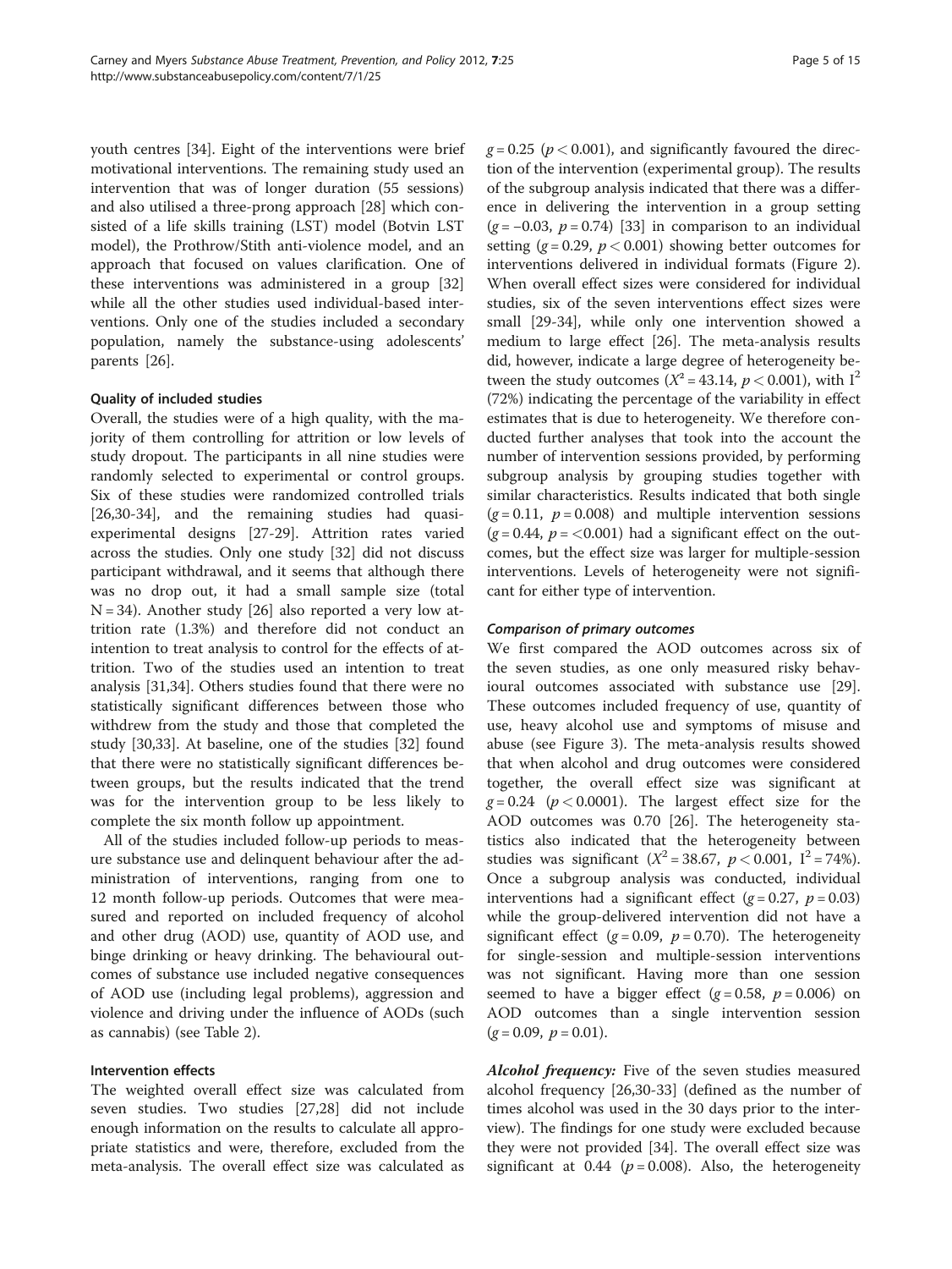youth centres [34]. Eight of the interventions were brief motivational interventions. The remaining study used an intervention that was of longer duration (55 sessions) and also utilised a three-prong approach [28] which consisted of a life skills training (LST) model (Botvin LST model), the Prothrow/Stith anti-violence model, and an approach that focused on values clarification. One of these interventions was administered in a group [32] while all the other studies used individual-based interventions. Only one of the studies included a secondary population, namely the substance-using adolescents' parents [26].

#### Quality of included studies

Overall, the studies were of a high quality, with the majority of them controlling for attrition or low levels of study dropout. The participants in all nine studies were randomly selected to experimental or control groups. Six of these studies were randomized controlled trials [26,30-34], and the remaining studies had quasi-experimental designs [27-29]. Attrition rates varied across the studies. Only one study [32] did not discuss participant withdrawal, and it seems that although there was no drop out, it had a small sample size (total N = 34). Another study [26] also reported a very low attrition rate (1.3%) and therefore did not conduct an intention to treat analysis to control for the effects of attrition. Two of the studies used an intention to treat analysis [31,34]. Others studies found that there were no statistically significant differences between those who withdrew from the study and those that completed the study [30,33]. At baseline, one of the studies [32] found that there were no statistically significant differences between groups, but the results indicated that the trend was for the intervention group to be less likely to complete the six month follow up appointment.

All of the studies included follow-up periods to measure substance use and delinquent behaviour after the administration of interventions, ranging from one to 12 month follow-up periods. Outcomes that were measured and reported on included frequency of alcohol and other drug (AOD) use, quantity of AOD use, and binge drinking or heavy drinking. The behavioural outcomes of substance use included negative consequences of AOD use (including legal problems), aggression and violence and driving under the influence of AODs (such as cannabis) (see Table 2).

#### Intervention effects

The weighted overall effect size was calculated from seven studies. Two studies [27,28] did not include enough information on the results to calculate all appropriate statistics and were, therefore, excluded from the meta-analysis. The overall effect size was calculated as $g = 0.25$ ($p < 0.001$), and significantly favoured the direction of the intervention (experimental group). The results of the subgroup analysis indicated that there was a difference in delivering the intervention in a group setting ($g = -0.03$, $p = 0.74$) [33] in comparison to an individual setting ($g = 0.29$, $p < 0.001$) showing better outcomes for interventions delivered in individual formats (Figure 2). When overall effect sizes were considered for individual studies, six of the seven interventions effect sizes were small [29-34], while only one intervention showed a medium to large effect [26]. The meta-analysis results did, however, indicate a large degree of heterogeneity between the study outcomes ($X^2 = 43.14$, $p < 0.001$), with $I^2$ (72%) indicating the percentage of the variability in effect estimates that is due to heterogeneity. We therefore conducted further analyses that took into the account the number of intervention sessions provided, by performing subgroup analysis by grouping studies together with similar characteristics. Results indicated that both single ($g = 0.11$, $p = 0.008$) and multiple intervention sessions ($g = 0.44$, $p = <0.001$) had a significant effect on the outcomes, but the effect size was larger for multiple-session interventions. Levels of heterogeneity were not significant for either type of intervention.

#### *Comparison of primary outcomes*

We first compared the AOD outcomes across six of the seven studies, as one only measured risky behavioural outcomes associated with substance use [29]. These outcomes included frequency of use, quantity of use, heavy alcohol use and symptoms of misuse and abuse (see Figure 3). The meta-analysis results showed that when alcohol and drug outcomes were considered together, the overall effect size was significant at $g = 0.24$ ($p < 0.0001$). The largest effect size for the AOD outcomes was 0.70 [26]. The heterogeneity statistics also indicated that the heterogeneity between studies was significant ($X^2 = 38.67$, $p < 0.001$, $I^2 = 74\%$). Once a subgroup analysis was conducted, individual interventions had a significant effect ($g = 0.27$, $p = 0.03$) while the group-delivered intervention did not have a significant effect ($g = 0.09$, $p = 0.70$). The heterogeneity for single-session and multiple-session interventions was not significant. Having more than one session seemed to have a bigger effect ($g = 0.58$, $p = 0.006$) on AOD outcomes than a single intervention session ($g = 0.09$, $p = 0.01$).

***Alcohol frequency:*** Five of the seven studies measured alcohol frequency [26,30-33] (defined as the number of times alcohol was used in the 30 days prior to the interview). The findings for one study were excluded because they were not provided [34]. The overall effect size was significant at 0.44 ($p = 0.008$). Also, the heterogeneity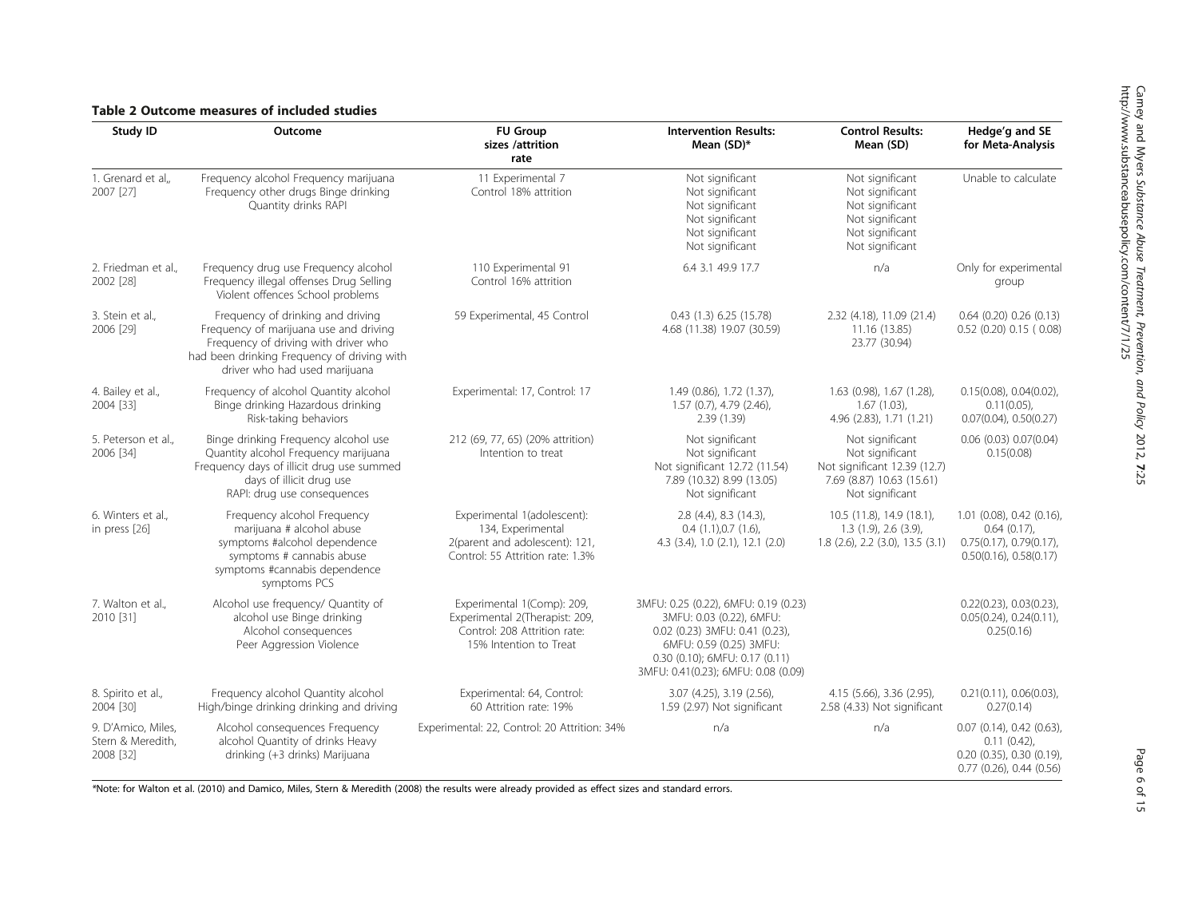**Table 2 Outcome measures of included studies**

| Study ID | Outcome | FU Group sizes /attrition rate | Intervention Results: Mean (SD)* | Control Results: Mean (SD) | Hedge'g and SE for Meta-Analysis |
|---|---|---|---|---|---|
| 1. Grenard et al,, 2007 [27] | Frequency alcohol Frequency marijuana Frequency other drugs Binge drinking Quantity drinks RAPI | 11 Experimental 7 Control 18% attrition | Not significant Not significant Not significant Not significant Not significant Not significant | Not significant Not significant Not significant Not significant Not significant Not significant | Unable to calculate |
| 2. Friedman et al., 2002 [28] | Frequency drug use Frequency alcohol Frequency illegal offenses Drug Selling Violent offences School problems | 110 Experimental 91 Control 16% attrition | 6.4 3.1 49.9 17.7 | n/a | Only for experimental group |
| 3. Stein et al., 2006 [29] | Frequency of drinking and driving Frequency of marijuana use and driving Frequency of driving with driver who had been drinking Frequency of driving with driver who had used marijuana | 59 Experimental, 45 Control | 0.43 (1.3) 6.25 (15.78) 4.68 (11.38) 19.07 (30.59) | 2.32 (4.18), 11.09 (21.4) 11.16 (13.85) 23.77 (30.94) | 0.64 (0.20) 0.26 (0.13) 0.52 (0.20) 0.15 ( 0.08) |
| 4. Bailey et al., 2004 [33] | Frequency of alcohol Quantity alcohol Binge drinking Hazardous drinking Risk-taking behaviors | Experimental: 17, Control: 17 | 1.49 (0.86), 1.72 (1.37), 1.57 (0.7), 4.79 (2.46), 2.39 (1.39) | 1.63 (0.98), 1.67 (1.28), 1.67 (1.03), 4.96 (2.83), 1.71 (1.21) | 0.15(0.08), 0.04(0.02), 0.11(0.05), 0.07(0.04), 0.50(0.27) |
| 5. Peterson et al., 2006 [34] | Binge drinking Frequency alcohol use Quantity alcohol Frequency marijuana Frequency days of illicit drug use summed days of illicit drug use RAPI: drug use consequences | 212 (69, 77, 65) (20% attrition) Intention to treat | Not significant Not significant Not significant 12.72 (11.54) 7.89 (10.32) 8.99 (13.05) Not significant | Not significant Not significant Not significant 12.39 (12.7) 7.69 (8.87) 10.63 (15.61) Not significant | 0.06 (0.03) 0.07(0.04) 0.15(0.08) |
| 6. Winters et al., in press [26] | Frequency alcohol Frequency marijuana # alcohol abuse symptoms #alcohol dependence symptoms # cannabis abuse symptoms #cannabis dependence symptoms PCS | Experimental 1(adolescent): 134, Experimental 2(parent and adolescent): 121, Control: 55 Attrition rate: 1.3% | 2.8 (4.4), 8.3 (14.3), 0.4 (1.1),0.7 (1.6), 4.3 (3.4), 1.0 (2.1), 12.1 (2.0) | 10.5 (11.8), 14.9 (18.1), 1.3 (1.9), 2.6 (3.9), 1.8 (2.6), 2.2 (3.0), 13.5 (3.1) | 1.01 (0.08), 0.42 (0.16), 0.64 (0.17), 0.75(0.17), 0.79(0.17), 0.50(0.16), 0.58(0.17) |
| 7. Walton et al., 2010 [31] | Alcohol use frequency/ Quantity of alcohol use Binge drinking Alcohol consequences Peer Aggression Violence | Experimental 1(Comp): 209, Experimental 2(Therapist: 209, Control: 208 Attrition rate: 15% Intention to Treat | 3MFU: 0.25 (0.22), 6MFU: 0.19 (0.23) 3MFU: 0.03 (0.22), 6MFU: 0.02 (0.23) 3MFU: 0.41 (0.23), 6MFU: 0.59 (0.25) 3MFU: 0.30 (0.10); 6MFU: 0.17 (0.11) 3MFU: 0.41(0.23); 6MFU: 0.08 (0.09) | | 0.22(0.23), 0.03(0.23), 0.05(0.24), 0.24(0.11), 0.25(0.16) |
| 8. Spirito et al., 2004 [30] | Frequency alcohol Quantity alcohol High/binge drinking drinking and driving | Experimental: 64, Control: 60 Attrition rate: 19% | 3.07 (4.25), 3.19 (2.56), 1.59 (2.97) Not significant | 4.15 (5.66), 3.36 (2.95), 2.58 (4.33) Not significant | 0.21(0.11), 0.06(0.03), 0.27(0.14) |
| 9. D'Amico, Miles, Stern & Meredith, 2008 [32] | Alcohol consequences Frequency alcohol Quantity of drinks Heavy drinking (+3 drinks) Marijuana | Experimental: 22, Control: 20 Attrition: 34% | n/a | n/a | 0.07 (0.14), 0.42 (0.63), 0.11 (0.42), 0.20 (0.35), 0.30 (0.19), 0.77 (0.26), 0.44 (0.56) |

*Note: for Walton et al. (2010) and Damico, Miles, Stern & Meredith (2008) the results were already provided as effect sizes and standard errors.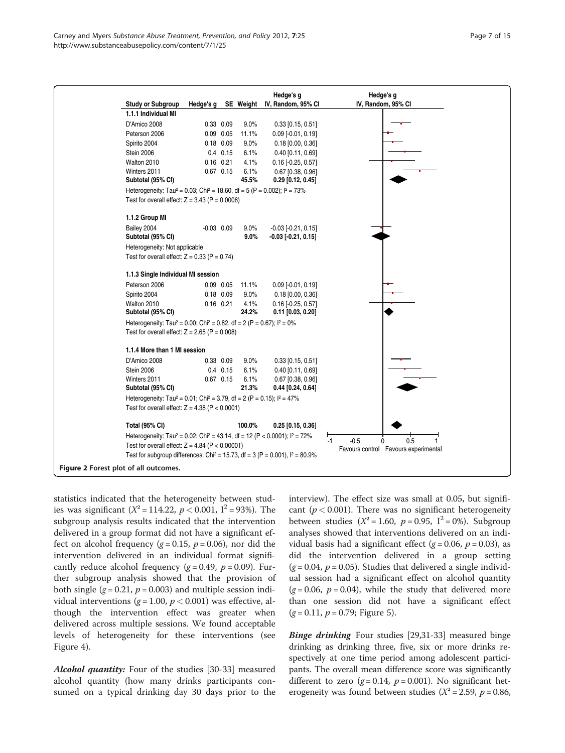| Study or Subgroup | Hedge's g | SE | Weight | Hedge's g IV, Random, 95% CI |
|---|---|---|---|---|
| **1.1.1 Individual MI** | | | | |
| D'Amico 2008 | 0.33 | 0.09 | 9.0% | 0.33 [0.15, 0.51] |
| Peterson 2006 | 0.09 | 0.05 | 11.1% | 0.09 [-0.01, 0.19] |
| Spirito 2004 | 0.18 | 0.09 | 9.0% | 0.18 [0.00, 0.36] |
| Stein 2006 | 0.4 | 0.15 | 6.1% | 0.40 [0.11, 0.69] |
| Walton 2010 | 0.16 | 0.21 | 4.1% | 0.16 [-0.25, 0.57] |
| Winters 2011 | 0.67 | 0.15 | 6.1% | 0.67 [0.38, 0.96] |
| **Subtotal (95% CI)** | | | **45.5%** | **0.29 [0.12, 0.45]** |
| Heterogeneity: Tau² = 0.03; Chi² = 18.60, df = 5 (P = 0.002); I² = 73% | | | | |
| Test for overall effect: Z = 3.43 (P = 0.0006) | | | | |
| **1.1.2 Group MI** | | | | |
| Bailey 2004 | -0.03 | 0.09 | 9.0% | -0.03 [-0.21, 0.15] |
| **Subtotal (95% CI)** | | | **9.0%** | **-0.03 [-0.21, 0.15]** |
| Heterogeneity: Not applicable | | | | |
| Test for overall effect: Z = 0.33 (P = 0.74) | | | | |
| **1.1.3 Single Individual MI session** | | | | |
| Peterson 2006 | 0.09 | 0.05 | 11.1% | 0.09 [-0.01, 0.19] |
| Spirito 2004 | 0.18 | 0.09 | 9.0% | 0.18 [0.00, 0.36] |
| Walton 2010 | 0.16 | 0.21 | 4.1% | 0.16 [-0.25, 0.57] |
| **Subtotal (95% CI)** | | | **24.2%** | **0.11 [0.03, 0.20]** |
| Heterogeneity: Tau² = 0.00; Chi² = 0.82, df = 2 (P = 0.67); I² = 0% | | | | |
| Test for overall effect: Z = 2.65 (P = 0.008) | | | | |
| **1.1.4 More than 1 MI session** | | | | |
| D'Amico 2008 | 0.33 | 0.09 | 9.0% | 0.33 [0.15, 0.51] |
| Stein 2006 | 0.4 | 0.15 | 6.1% | 0.40 [0.11, 0.69] |
| Winters 2011 | 0.67 | 0.15 | 6.1% | 0.67 [0.38, 0.96] |
| **Subtotal (95% CI)** | | | **21.3%** | **0.44 [0.24, 0.64]** |
| Heterogeneity: Tau² = 0.01; Chi² = 3.79, df = 2 (P = 0.15); I² = 47% | | | | |
| Test for overall effect: Z = 4.38 (P < 0.0001) | | | | |
| **Total (95% CI)** | | | **100.0%** | **0.25 [0.15, 0.36]** |
| Heterogeneity: Tau² = 0.02; Chi² = 43.14, df = 12 (P < 0.0001); I² = 72% | | | | |
| Test for overall effect: Z = 4.84 (P < 0.00001) | | | | |
| Test for subgroup differences: Chi² = 15.73, df = 3 (P = 0.001), I² = 80.9% | | | | |

Favours control / Favours experimental

**Figure 2** Forest plot of all outcomes.

statistics indicated that the heterogeneity between studies was significant ($X^2 = 114.22$, $p < 0.001$, $I^2 = 93\%$). The subgroup analysis results indicated that the intervention delivered in a group format did not have a significant effect on alcohol frequency ($g = 0.15$, $p = 0.06$), nor did the intervention delivered in an individual format significantly reduce alcohol frequency ($g = 0.49$, $p = 0.09$). Further subgroup analysis showed that the provision of both single ($g = 0.21$, $p = 0.003$) and multiple session individual interventions ($g = 1.00$, $p < 0.001$) was effective, although the intervention effect was greater when delivered across multiple sessions. We found acceptable levels of heterogeneity for these interventions (see Figure 4).

***Alcohol quantity:*** Four of the studies [30-33] measured alcohol quantity (how many drinks participants consumed on a typical drinking day 30 days prior to the interview). The effect size was small at 0.05, but significant ($p < 0.001$). There was no significant heterogeneity between studies ($X^2 = 1.60$, $p = 0.95$, $I^2 = 0\%$). Subgroup analyses showed that interventions delivered on an individual basis had a significant effect ($g = 0.06$, $p = 0.03$), as did the intervention delivered in a group setting ($g = 0.04$, $p = 0.05$). Studies that delivered a single individual session had a significant effect on alcohol quantity ($g = 0.06$, $p = 0.04$), while the study that delivered more than one session did not have a significant effect ($g = 0.11$, $p = 0.79$; Figure 5).

***Binge drinking*** Four studies [29,31-33] measured binge drinking as drinking three, five, six or more drinks respectively at one time period among adolescent participants. The overall mean difference score was significantly different to zero ($g = 0.14$, $p = 0.001$). No significant heterogeneity was found between studies ($X^2 = 2.59$, $p = 0.86$,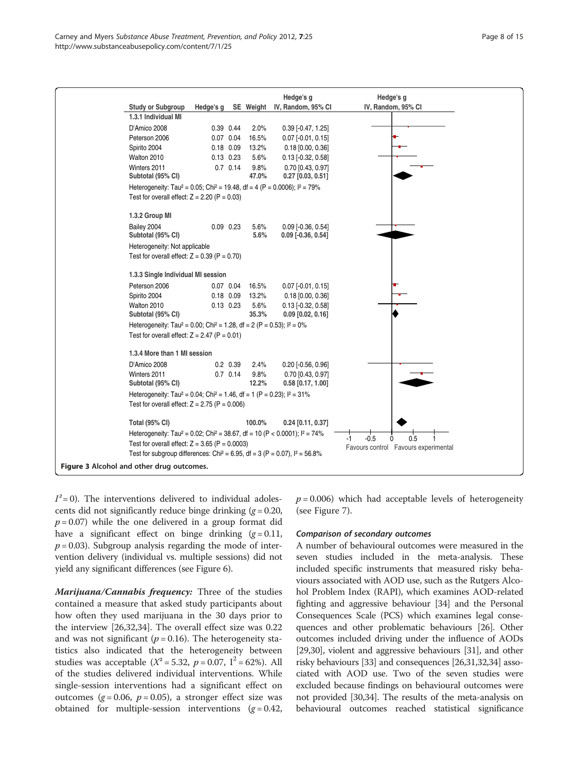| Study or Subgroup | Hedge's g | SE | Weight | Hedge's g IV, Random, 95% CI |
|---|---|---|---|---|
| **1.3.1 Individual MI** | | | | |
| D'Amico 2008 | 0.39 | 0.44 | 2.0% | 0.39 [-0.47, 1.25] |
| Peterson 2006 | 0.07 | 0.04 | 16.5% | 0.07 [-0.01, 0.15] |
| Spirito 2004 | 0.18 | 0.09 | 13.2% | 0.18 [0.00, 0.36] |
| Walton 2010 | 0.13 | 0.23 | 5.6% | 0.13 [-0.32, 0.58] |
| Winters 2011 | 0.7 | 0.14 | 9.8% | 0.70 [0.43, 0.97] |
| **Subtotal (95% CI)** | | | **47.0%** | **0.27 [0.03, 0.51]** |
| Heterogeneity: Tau² = 0.05; Chi² = 19.48, df = 4 (P = 0.0006); I² = 79% | | | | |
| Test for overall effect: Z = 2.20 (P = 0.03) | | | | |
| **1.3.2 Group MI** | | | | |
| Bailey 2004 | 0.09 | 0.23 | 5.6% | 0.09 [-0.36, 0.54] |
| **Subtotal (95% CI)** | | | **5.6%** | **0.09 [-0.36, 0.54]** |
| Heterogeneity: Not applicable | | | | |
| Test for overall effect: Z = 0.39 (P = 0.70) | | | | |
| **1.3.3 Single Individual MI session** | | | | |
| Peterson 2006 | 0.07 | 0.04 | 16.5% | 0.07 [-0.01, 0.15] |
| Spirito 2004 | 0.18 | 0.09 | 13.2% | 0.18 [0.00, 0.36] |
| Walton 2010 | 0.13 | 0.23 | 5.6% | 0.13 [-0.32, 0.58] |
| **Subtotal (95% CI)** | | | **35.3%** | **0.09 [0.02, 0.16]** |
| Heterogeneity: Tau² = 0.00; Chi² = 1.28, df = 2 (P = 0.53); I² = 0% | | | | |
| Test for overall effect: Z = 2.47 (P = 0.01) | | | | |
| **1.3.4 More than 1 MI session** | | | | |
| D'Amico 2008 | 0.2 | 0.39 | 2.4% | 0.20 [-0.56, 0.96] |
| Winters 2011 | 0.7 | 0.14 | 9.8% | 0.70 [0.43, 0.97] |
| **Subtotal (95% CI)** | | | **12.2%** | **0.58 [0.17, 1.00]** |
| Heterogeneity: Tau² = 0.04; Chi² = 1.46, df = 1 (P = 0.23); I² = 31% | | | | |
| Test for overall effect: Z = 2.75 (P = 0.006) | | | | |
| **Total (95% CI)** | | | **100.0%** | **0.24 [0.11, 0.37]** |
| Heterogeneity: Tau² = 0.02; Chi² = 38.67, df = 10 (P < 0.0001); I² = 74% | | | | |
| Test for overall effect: Z = 3.65 (P = 0.0003) | | | | |
| Test for subgroup differences: Chi² = 6.95, df = 3 (P = 0.07), I² = 56.8% | | | | |

Favours control — Favours experimental

**Figure 3** Alcohol and other drug outcomes.

$I^2 = 0$). The interventions delivered to individual adolescents did not significantly reduce binge drinking ($g = 0.20$, $p = 0.07$) while the one delivered in a group format did have a significant effect on binge drinking ($g = 0.11$, $p = 0.03$). Subgroup analysis regarding the mode of intervention delivery (individual vs. multiple sessions) did not yield any significant differences (see Figure 6).

***Marijuana/Cannabis frequency:*** Three of the studies contained a measure that asked study participants about how often they used marijuana in the 30 days prior to the interview [26,32,34]. The overall effect size was 0.22 and was not significant ($p = 0.16$). The heterogeneity statistics also indicated that the heterogeneity between studies was acceptable ($X^2 = 5.32$, $p = 0.07$, $I^2 = 62\%$). All of the studies delivered individual interventions. While single-session interventions had a significant effect on outcomes ($g = 0.06$, $p = 0.05$), a stronger effect size was obtained for multiple-session interventions ($g = 0.42$, $p = 0.006$) which had acceptable levels of heterogeneity (see Figure 7).

#### *Comparison of secondary outcomes*

A number of behavioural outcomes were measured in the seven studies included in the meta-analysis. These included specific instruments that measured risky behaviours associated with AOD use, such as the Rutgers Alcohol Problem Index (RAPI), which examines AOD-related fighting and aggressive behaviour [34] and the Personal Consequences Scale (PCS) which examines legal consequences and other problematic behaviours [26]. Other outcomes included driving under the influence of AODs [29,30], violent and aggressive behaviours [31], and other risky behaviours [33] and consequences [26,31,32,34] associated with AOD use. Two of the seven studies were excluded because findings on behavioural outcomes were not provided [30,34]. The results of the meta-analysis on behavioural outcomes reached statistical significance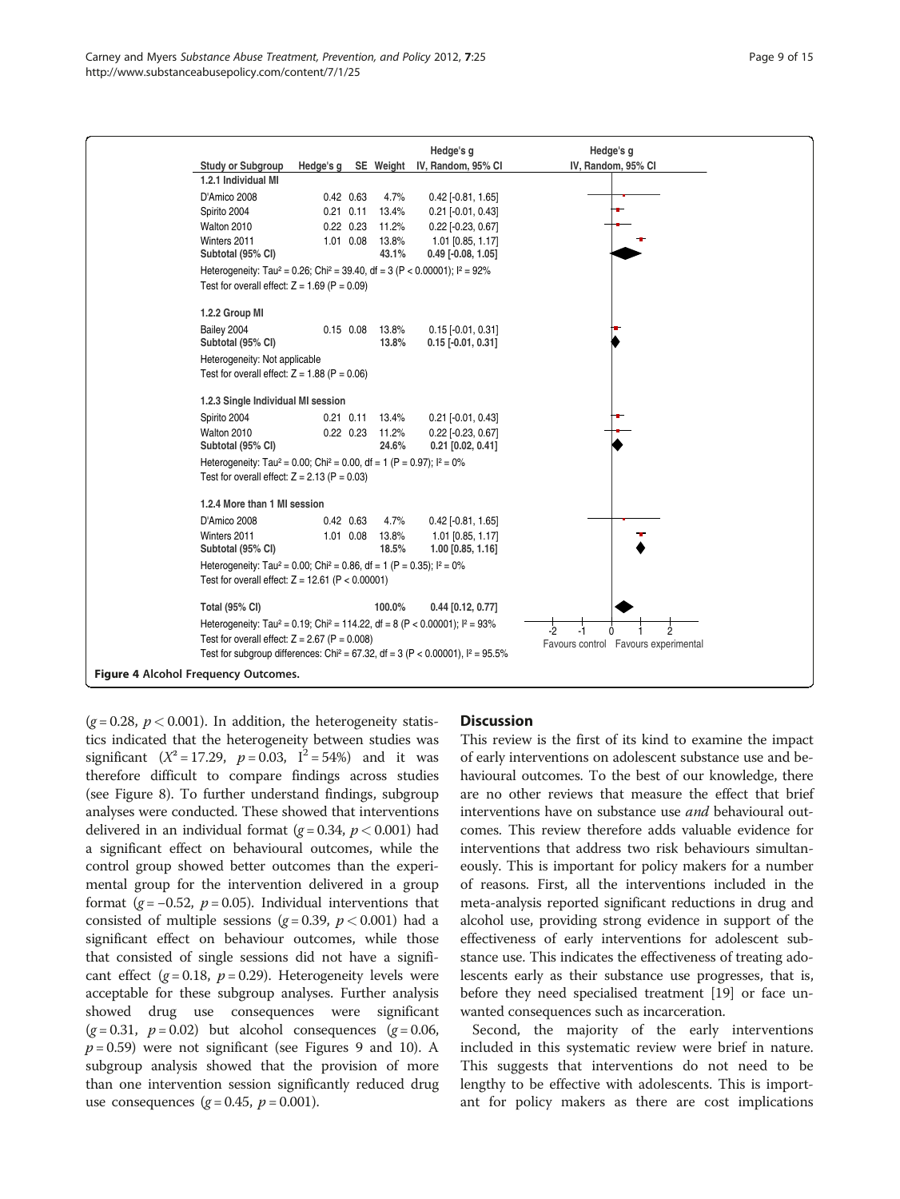| Study or Subgroup | Hedge's g | SE | Weight | Hedge's g IV, Random, 95% CI |
| --- | --- | --- | --- | --- |
| **1.2.1 Individual MI** | | | | |
| D'Amico 2008 | 0.42 | 0.63 | 4.7% | 0.42 [-0.81, 1.65] |
| Spirito 2004 | 0.21 | 0.11 | 13.4% | 0.21 [-0.01, 0.43] |
| Walton 2010 | 0.22 | 0.23 | 11.2% | 0.22 [-0.23, 0.67] |
| Winters 2011 | 1.01 | 0.08 | 13.8% | 1.01 [0.85, 1.17] |
| **Subtotal (95% CI)** | | | **43.1%** | **0.49 [-0.08, 1.05]** |
| Heterogeneity: Tau² = 0.26; Chi² = 39.40, df = 3 (P < 0.00001); I² = 92% | | | | |
| Test for overall effect: Z = 1.69 (P = 0.09) | | | | |
| **1.2.2 Group MI** | | | | |
| Bailey 2004 | 0.15 | 0.08 | 13.8% | 0.15 [-0.01, 0.31] |
| **Subtotal (95% CI)** | | | **13.8%** | **0.15 [-0.01, 0.31]** |
| Heterogeneity: Not applicable | | | | |
| Test for overall effect: Z = 1.88 (P = 0.06) | | | | |
| **1.2.3 Single Individual MI session** | | | | |
| Spirito 2004 | 0.21 | 0.11 | 13.4% | 0.21 [-0.01, 0.43] |
| Walton 2010 | 0.22 | 0.23 | 11.2% | 0.22 [-0.23, 0.67] |
| **Subtotal (95% CI)** | | | **24.6%** | **0.21 [0.02, 0.41]** |
| Heterogeneity: Tau² = 0.00; Chi² = 0.00, df = 1 (P = 0.97); I² = 0% | | | | |
| Test for overall effect: Z = 2.13 (P = 0.03) | | | | |
| **1.2.4 More than 1 MI session** | | | | |
| D'Amico 2008 | 0.42 | 0.63 | 4.7% | 0.42 [-0.81, 1.65] |
| Winters 2011 | 1.01 | 0.08 | 13.8% | 1.01 [0.85, 1.17] |
| **Subtotal (95% CI)** | | | **18.5%** | **1.00 [0.85, 1.16]** |
| Heterogeneity: Tau² = 0.00; Chi² = 0.86, df = 1 (P = 0.35); I² = 0% | | | | |
| Test for overall effect: Z = 12.61 (P < 0.00001) | | | | |
| **Total (95% CI)** | | | **100.0%** | **0.44 [0.12, 0.77]** |
| Heterogeneity: Tau² = 0.19; Chi² = 114.22, df = 8 (P < 0.00001); I² = 93% | | | | |
| Test for overall effect: Z = 2.67 (P = 0.008) | | | | |
| Test for subgroup differences: Chi² = 67.32, df = 3 (P < 0.00001), I² = 95.5% | | | | |

Favours control / Favours experimental

**Figure 4** Alcohol Frequency Outcomes.

($g = 0.28$, $p < 0.001$). In addition, the heterogeneity statistics indicated that the heterogeneity between studies was significant ($X^2 = 17.29$, $p = 0.03$, $I^2 = 54\%$) and it was therefore difficult to compare findings across studies (see Figure 8). To further understand findings, subgroup analyses were conducted. These showed that interventions delivered in an individual format ($g = 0.34$, $p < 0.001$) had a significant effect on behavioural outcomes, while the control group showed better outcomes than the experimental group for the intervention delivered in a group format ($g = -0.52$, $p = 0.05$). Individual interventions that consisted of multiple sessions ($g = 0.39$, $p < 0.001$) had a significant effect on behaviour outcomes, while those that consisted of single sessions did not have a significant effect ($g = 0.18$, $p = 0.29$). Heterogeneity levels were acceptable for these subgroup analyses. Further analysis showed drug use consequences were significant ($g = 0.31$, $p = 0.02$) but alcohol consequences ($g = 0.06$, $p = 0.59$) were not significant (see Figures 9 and 10). A subgroup analysis showed that the provision of more than one intervention session significantly reduced drug use consequences ($g = 0.45$, $p = 0.001$).

## Discussion

This review is the first of its kind to examine the impact of early interventions on adolescent substance use and behavioural outcomes. To the best of our knowledge, there are no other reviews that measure the effect that brief interventions have on substance use *and* behavioural outcomes. This review therefore adds valuable evidence for interventions that address two risk behaviours simultaneously. This is important for policy makers for a number of reasons. First, all the interventions included in the meta-analysis reported significant reductions in drug and alcohol use, providing strong evidence in support of the effectiveness of early interventions for adolescent substance use. This indicates the effectiveness of treating adolescents early as their substance use progresses, that is, before they need specialised treatment [19] or face unwanted consequences such as incarceration.

Second, the majority of the early interventions included in this systematic review were brief in nature. This suggests that interventions do not need to be lengthy to be effective with adolescents. This is important for policy makers as there are cost implications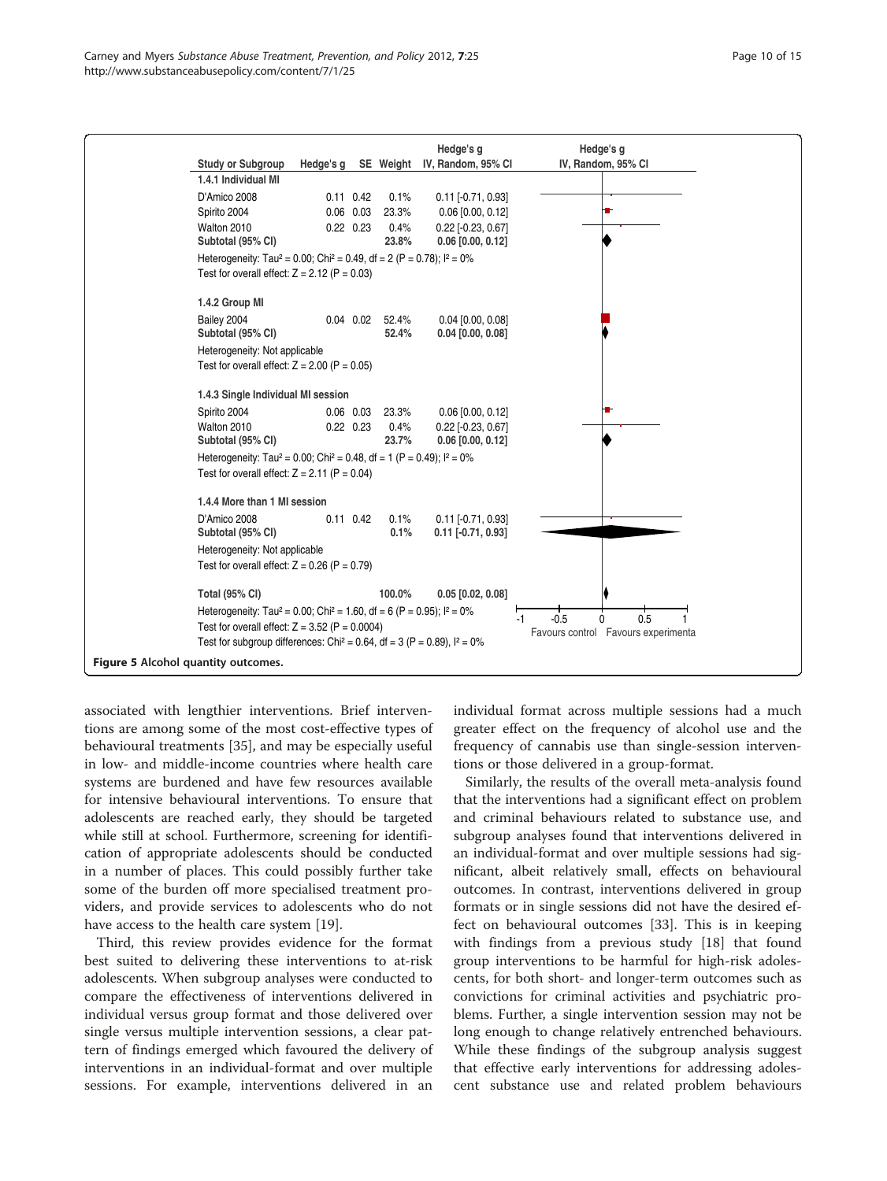| Study or Subgroup | Hedge's g | SE | Weight | Hedge's g IV, Random, 95% CI |
|---|---|---|---|---|
| **1.4.1 Individual MI** | | | | |
| D'Amico 2008 | 0.11 | 0.42 | 0.1% | 0.11 [-0.71, 0.93] |
| Spirito 2004 | 0.06 | 0.03 | 23.3% | 0.06 [0.00, 0.12] |
| Walton 2010 | 0.22 | 0.23 | 0.4% | 0.22 [-0.23, 0.67] |
| **Subtotal (95% CI)** | | | **23.8%** | **0.06 [0.00, 0.12]** |
| Heterogeneity: $Tau^2 = 0.00$; $Chi^2 = 0.49$, df = 2 (P = 0.78); $I^2 = 0\%$ | | | | |
| Test for overall effect: Z = 2.12 (P = 0.03) | | | | |
| **1.4.2 Group MI** | | | | |
| Bailey 2004 | 0.04 | 0.02 | 52.4% | 0.04 [0.00, 0.08] |
| **Subtotal (95% CI)** | | | **52.4%** | **0.04 [0.00, 0.08]** |
| Heterogeneity: Not applicable | | | | |
| Test for overall effect: Z = 2.00 (P = 0.05) | | | | |
| **1.4.3 Single Individual MI session** | | | | |
| Spirito 2004 | 0.06 | 0.03 | 23.3% | 0.06 [0.00, 0.12] |
| Walton 2010 | 0.22 | 0.23 | 0.4% | 0.22 [-0.23, 0.67] |
| **Subtotal (95% CI)** | | | **23.7%** | **0.06 [0.00, 0.12]** |
| Heterogeneity: $Tau^2 = 0.00$; $Chi^2 = 0.48$, df = 1 (P = 0.49); $I^2 = 0\%$ | | | | |
| Test for overall effect: Z = 2.11 (P = 0.04) | | | | |
| **1.4.4 More than 1 MI session** | | | | |
| D'Amico 2008 | 0.11 | 0.42 | 0.1% | 0.11 [-0.71, 0.93] |
| **Subtotal (95% CI)** | | | **0.1%** | **0.11 [-0.71, 0.93]** |
| Heterogeneity: Not applicable | | | | |
| Test for overall effect: Z = 0.26 (P = 0.79) | | | | |
| **Total (95% CI)** | | | **100.0%** | **0.05 [0.02, 0.08]** |
| Heterogeneity: $Tau^2 = 0.00$; $Chi^2 = 1.60$, df = 6 (P = 0.95); $I^2 = 0\%$ | | | | |
| Test for overall effect: Z = 3.52 (P = 0.0004) | | | | |
| Test for subgroup differences: $Chi^2 = 0.64$, df = 3 (P = 0.89), $I^2 = 0\%$ | | | | |

Hedge's g IV, Random, 95% CI: -1, -0.5, 0, 0.5, 1 — Favours control / Favours experimenta

**Figure 5** Alcohol quantity outcomes.

associated with lengthier interventions. Brief interventions are among some of the most cost-effective types of behavioural treatments [35], and may be especially useful in low- and middle-income countries where health care systems are burdened and have few resources available for intensive behavioural interventions. To ensure that adolescents are reached early, they should be targeted while still at school. Furthermore, screening for identification of appropriate adolescents should be conducted in a number of places. This could possibly further take some of the burden off more specialised treatment providers, and provide services to adolescents who do not have access to the health care system [19].

Third, this review provides evidence for the format best suited to delivering these interventions to at-risk adolescents. When subgroup analyses were conducted to compare the effectiveness of interventions delivered in individual versus group format and those delivered over single versus multiple intervention sessions, a clear pattern of findings emerged which favoured the delivery of interventions in an individual-format and over multiple sessions. For example, interventions delivered in an individual format across multiple sessions had a much greater effect on the frequency of alcohol use and the frequency of cannabis use than single-session interventions or those delivered in a group-format.

Similarly, the results of the overall meta-analysis found that the interventions had a significant effect on problem and criminal behaviours related to substance use, and subgroup analyses found that interventions delivered in an individual-format and over multiple sessions had significant, albeit relatively small, effects on behavioural outcomes. In contrast, interventions delivered in group formats or in single sessions did not have the desired effect on behavioural outcomes [33]. This is in keeping with findings from a previous study [18] that found group interventions to be harmful for high-risk adolescents, for both short- and longer-term outcomes such as convictions for criminal activities and psychiatric problems. Further, a single intervention session may not be long enough to change relatively entrenched behaviours. While these findings of the subgroup analysis suggest that effective early interventions for addressing adolescent substance use and related problem behaviours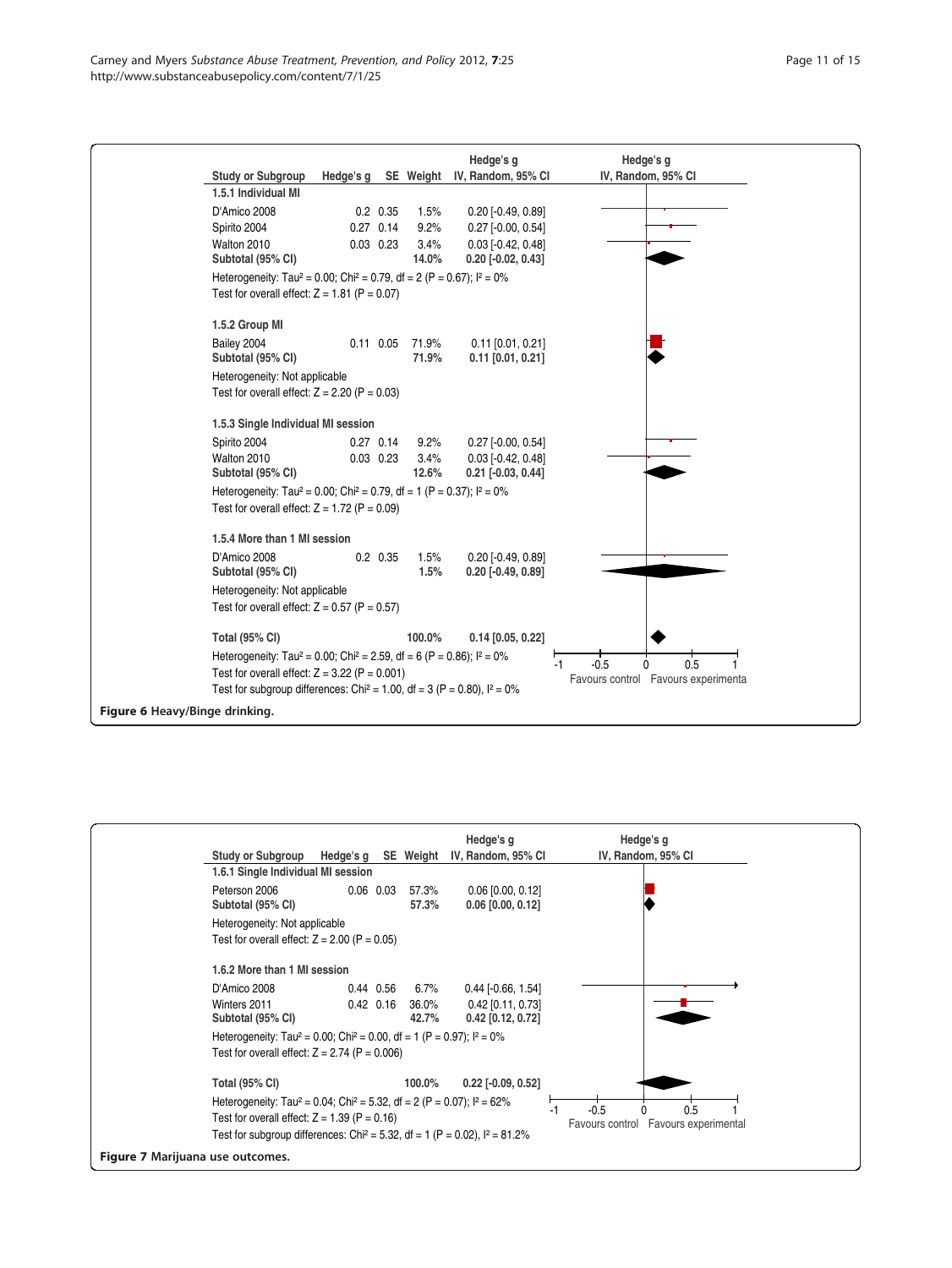| Study or Subgroup | Hedge's g | SE | Weight | Hedge's g IV, Random, 95% CI |
|---|---|---|---|---|
| **1.5.1 Individual MI** | | | | |
| D'Amico 2008 | 0.2 | 0.35 | 1.5% | 0.20 [-0.49, 0.89] |
| Spirito 2004 | 0.27 | 0.14 | 9.2% | 0.27 [-0.00, 0.54] |
| Walton 2010 | 0.03 | 0.23 | 3.4% | 0.03 [-0.42, 0.48] |
| **Subtotal (95% CI)** | | | **14.0%** | **0.20 [-0.02, 0.43]** |
| Heterogeneity: Tau² = 0.00; Chi² = 0.79, df = 2 (P = 0.67); I² = 0% | | | | |
| Test for overall effect: Z = 1.81 (P = 0.07) | | | | |
| **1.5.2 Group MI** | | | | |
| Bailey 2004 | 0.11 | 0.05 | 71.9% | 0.11 [0.01, 0.21] |
| **Subtotal (95% CI)** | | | **71.9%** | **0.11 [0.01, 0.21]** |
| Heterogeneity: Not applicable | | | | |
| Test for overall effect: Z = 2.20 (P = 0.03) | | | | |
| **1.5.3 Single Individual MI session** | | | | |
| Spirito 2004 | 0.27 | 0.14 | 9.2% | 0.27 [-0.00, 0.54] |
| Walton 2010 | 0.03 | 0.23 | 3.4% | 0.03 [-0.42, 0.48] |
| **Subtotal (95% CI)** | | | **12.6%** | **0.21 [-0.03, 0.44]** |
| Heterogeneity: Tau² = 0.00; Chi² = 0.79, df = 1 (P = 0.37); I² = 0% | | | | |
| Test for overall effect: Z = 1.72 (P = 0.09) | | | | |
| **1.5.4 More than 1 MI session** | | | | |
| D'Amico 2008 | 0.2 | 0.35 | 1.5% | 0.20 [-0.49, 0.89] |
| **Subtotal (95% CI)** | | | **1.5%** | **0.20 [-0.49, 0.89]** |
| Heterogeneity: Not applicable | | | | |
| Test for overall effect: Z = 0.57 (P = 0.57) | | | | |
| **Total (95% CI)** | | | **100.0%** | **0.14 [0.05, 0.22]** |
| Heterogeneity: Tau² = 0.00; Chi² = 2.59, df = 6 (P = 0.86); I² = 0% | | | | |
| Test for overall effect: Z = 3.22 (P = 0.001) | | | | |
| Test for subgroup differences: Chi² = 1.00, df = 3 (P = 0.80), I² = 0% | | | | |

Favours control | Favours experimenta

**Figure 6** Heavy/Binge drinking.

| Study or Subgroup | Hedge's g | SE | Weight | Hedge's g IV, Random, 95% CI |
|---|---|---|---|---|
| **1.6.1 Single Individual MI session** | | | | |
| Peterson 2006 | 0.06 | 0.03 | 57.3% | 0.06 [0.00, 0.12] |
| **Subtotal (95% CI)** | | | **57.3%** | **0.06 [0.00, 0.12]** |
| Heterogeneity: Not applicable | | | | |
| Test for overall effect: Z = 2.00 (P = 0.05) | | | | |
| **1.6.2 More than 1 MI session** | | | | |
| D'Amico 2008 | 0.44 | 0.56 | 6.7% | 0.44 [-0.66, 1.54] |
| Winters 2011 | 0.42 | 0.16 | 36.0% | 0.42 [0.11, 0.73] |
| **Subtotal (95% CI)** | | | **42.7%** | **0.42 [0.12, 0.72]** |
| Heterogeneity: Tau² = 0.00; Chi² = 0.00, df = 1 (P = 0.97); I² = 0% | | | | |
| Test for overall effect: Z = 2.74 (P = 0.006) | | | | |
| **Total (95% CI)** | | | **100.0%** | **0.22 [-0.09, 0.52]** |
| Heterogeneity: Tau² = 0.04; Chi² = 5.32, df = 2 (P = 0.07); I² = 62% | | | | |
| Test for overall effect: Z = 1.39 (P = 0.16) | | | | |
| Test for subgroup differences: Chi² = 5.32, df = 1 (P = 0.02), I² = 81.2% | | | | |

Favours control | Favours experimental

**Figure 7** Marijuana use outcomes.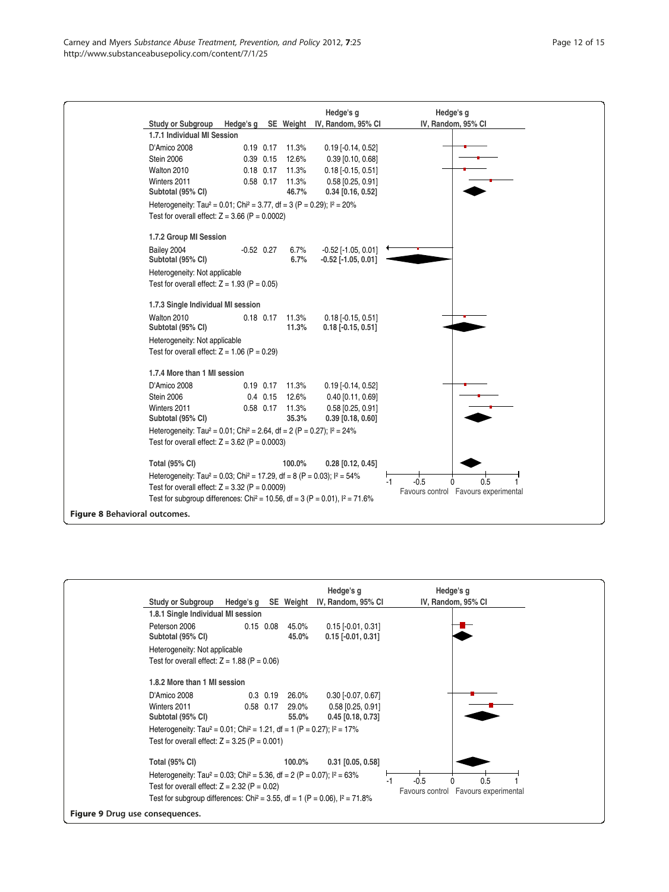| Study or Subgroup | Hedge's g | SE | Weight | Hedge's g IV, Random, 95% CI |
|---|---|---|---|---|
| **1.7.1 Individual MI Session** | | | | |
| D'Amico 2008 | 0.19 | 0.17 | 11.3% | 0.19 [-0.14, 0.52] |
| Stein 2006 | 0.39 | 0.15 | 12.6% | 0.39 [0.10, 0.68] |
| Walton 2010 | 0.18 | 0.17 | 11.3% | 0.18 [-0.15, 0.51] |
| Winters 2011 | 0.58 | 0.17 | 11.3% | 0.58 [0.25, 0.91] |
| **Subtotal (95% CI)** | | | **46.7%** | **0.34 [0.16, 0.52]** |
| Heterogeneity: $Tau^2 = 0.01$; $Chi^2 = 3.77$, df = 3 (P = 0.29); $I^2 = 20\%$ | | | | |
| Test for overall effect: Z = 3.66 (P = 0.0002) | | | | |
| **1.7.2 Group MI Session** | | | | |
| Bailey 2004 | -0.52 | 0.27 | 6.7% | -0.52 [-1.05, 0.01] |
| **Subtotal (95% CI)** | | | **6.7%** | **-0.52 [-1.05, 0.01]** |
| Heterogeneity: Not applicable | | | | |
| Test for overall effect: Z = 1.93 (P = 0.05) | | | | |
| **1.7.3 Single Individual MI session** | | | | |
| Walton 2010 | 0.18 | 0.17 | 11.3% | 0.18 [-0.15, 0.51] |
| **Subtotal (95% CI)** | | | **11.3%** | **0.18 [-0.15, 0.51]** |
| Heterogeneity: Not applicable | | | | |
| Test for overall effect: Z = 1.06 (P = 0.29) | | | | |
| **1.7.4 More than 1 MI session** | | | | |
| D'Amico 2008 | 0.19 | 0.17 | 11.3% | 0.19 [-0.14, 0.52] |
| Stein 2006 | 0.4 | 0.15 | 12.6% | 0.40 [0.11, 0.69] |
| Winters 2011 | 0.58 | 0.17 | 11.3% | 0.58 [0.25, 0.91] |
| **Subtotal (95% CI)** | | | **35.3%** | **0.39 [0.18, 0.60]** |
| Heterogeneity: $Tau^2 = 0.01$; $Chi^2 = 2.64$, df = 2 (P = 0.27); $I^2 = 24\%$ | | | | |
| Test for overall effect: Z = 3.62 (P = 0.0003) | | | | |
| **Total (95% CI)** | | | **100.0%** | **0.28 [0.12, 0.45]** |
| Heterogeneity: $Tau^2 = 0.03$; $Chi^2 = 17.29$, df = 8 (P = 0.03); $I^2 = 54\%$ | | | | |
| Test for overall effect: Z = 3.32 (P = 0.0009) | | | | |
| Test for subgroup differences: $Chi^2 = 10.56$, df = 3 (P = 0.01), $I^2 = 71.6\%$ | | | | |

Favours control / Favours experimental (axis: -1, -0.5, 0, 0.5, 1)

**Figure 8** Behavioral outcomes.

| Study or Subgroup | Hedge's g | SE | Weight | Hedge's g IV, Random, 95% CI |
|---|---|---|---|---|
| **1.8.1 Single Individual MI session** | | | | |
| Peterson 2006 | 0.15 | 0.08 | 45.0% | 0.15 [-0.01, 0.31] |
| **Subtotal (95% CI)** | | | **45.0%** | **0.15 [-0.01, 0.31]** |
| Heterogeneity: Not applicable | | | | |
| Test for overall effect: Z = 1.88 (P = 0.06) | | | | |
| **1.8.2 More than 1 MI session** | | | | |
| D'Amico 2008 | 0.3 | 0.19 | 26.0% | 0.30 [-0.07, 0.67] |
| Winters 2011 | 0.58 | 0.17 | 29.0% | 0.58 [0.25, 0.91] |
| **Subtotal (95% CI)** | | | **55.0%** | **0.45 [0.18, 0.73]** |
| Heterogeneity: $Tau^2 = 0.01$; $Chi^2 = 1.21$, df = 1 (P = 0.27); $I^2 = 17\%$ | | | | |
| Test for overall effect: Z = 3.25 (P = 0.001) | | | | |
| **Total (95% CI)** | | | **100.0%** | **0.31 [0.05, 0.58]** |
| Heterogeneity: $Tau^2 = 0.03$; $Chi^2 = 5.36$, df = 2 (P = 0.07); $I^2 = 63\%$ | | | | |
| Test for overall effect: Z = 2.32 (P = 0.02) | | | | |
| Test for subgroup differences: $Chi^2 = 3.55$, df = 1 (P = 0.06), $I^2 = 71.8\%$ | | | | |

Favours control / Favours experimental (axis: -1, -0.5, 0, 0.5, 1)

**Figure 9** Drug use consequences.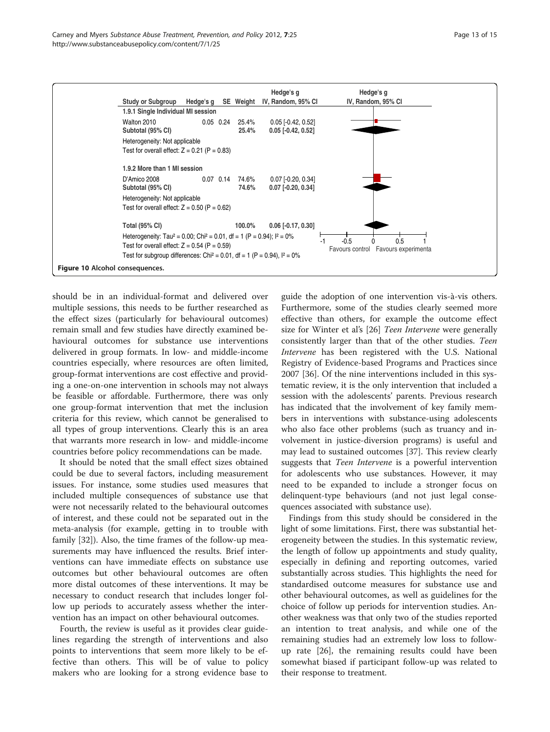| Study or Subgroup | Hedge's g | SE | Weight | Hedge's g IV, Random, 95% CI |
|---|---|---|---|---|
| **1.9.1 Single Individual MI session** | | | | |
| Walton 2010 | 0.05 | 0.24 | 25.4% | 0.05 [-0.42, 0.52] |
| **Subtotal (95% CI)** | | | **25.4%** | **0.05 [-0.42, 0.52]** |
| Heterogeneity: Not applicable | | | | |
| Test for overall effect: Z = 0.21 (P = 0.83) | | | | |
| **1.9.2 More than 1 MI session** | | | | |
| D'Amico 2008 | 0.07 | 0.14 | 74.6% | 0.07 [-0.20, 0.34] |
| **Subtotal (95% CI)** | | | **74.6%** | **0.07 [-0.20, 0.34]** |
| Heterogeneity: Not applicable | | | | |
| Test for overall effect: Z = 0.50 (P = 0.62) | | | | |
| **Total (95% CI)** | | | **100.0%** | **0.06 [-0.17, 0.30]** |

Heterogeneity: Tau² = 0.00; Chi² = 0.01, df = 1 (P = 0.94); I² = 0%
Test for overall effect: Z = 0.54 (P = 0.59)
Test for subgroup differences: Chi² = 0.01, df = 1 (P = 0.94), I² = 0%

Favours control | Favours experimenta

**Figure 10 Alcohol consequences.**

should be in an individual-format and delivered over multiple sessions, this needs to be further researched as the effect sizes (particularly for behavioural outcomes) remain small and few studies have directly examined behavioural outcomes for substance use interventions delivered in group formats. In low- and middle-income countries especially, where resources are often limited, group-format interventions are cost effective and providing a one-on-one intervention in schools may not always be feasible or affordable. Furthermore, there was only one group-format intervention that met the inclusion criteria for this review, which cannot be generalised to all types of group interventions. Clearly this is an area that warrants more research in low- and middle-income countries before policy recommendations can be made.

It should be noted that the small effect sizes obtained could be due to several factors, including measurement issues. For instance, some studies used measures that included multiple consequences of substance use that were not necessarily related to the behavioural outcomes of interest, and these could not be separated out in the meta-analysis (for example, getting in to trouble with family [32]). Also, the time frames of the follow-up measurements may have influenced the results. Brief interventions can have immediate effects on substance use outcomes but other behavioural outcomes are often more distal outcomes of these interventions. It may be necessary to conduct research that includes longer follow up periods to accurately assess whether the intervention has an impact on other behavioural outcomes.

Fourth, the review is useful as it provides clear guidelines regarding the strength of interventions and also points to interventions that seem more likely to be effective than others. This will be of value to policy makers who are looking for a strong evidence base to guide the adoption of one intervention vis-à-vis others. Furthermore, some of the studies clearly seemed more effective than others, for example the outcome effect size for Winter et al's [26] *Teen Intervene* were generally consistently larger than that of the other studies. *Teen Intervene* has been registered with the U.S. National Registry of Evidence-based Programs and Practices since 2007 [36]. Of the nine interventions included in this systematic review, it is the only intervention that included a session with the adolescents' parents. Previous research has indicated that the involvement of key family members in interventions with substance-using adolescents who also face other problems (such as truancy and involvement in justice-diversion programs) is useful and may lead to sustained outcomes [37]. This review clearly suggests that *Teen Intervene* is a powerful intervention for adolescents who use substances. However, it may need to be expanded to include a stronger focus on delinquent-type behaviours (and not just legal consequences associated with substance use).

Findings from this study should be considered in the light of some limitations. First, there was substantial heterogeneity between the studies. In this systematic review, the length of follow up appointments and study quality, especially in defining and reporting outcomes, varied substantially across studies. This highlights the need for standardised outcome measures for substance use and other behavioural outcomes, as well as guidelines for the choice of follow up periods for intervention studies. Another weakness was that only two of the studies reported an intention to treat analysis, and while one of the remaining studies had an extremely low loss to follow-up rate [26], the remaining results could have been somewhat biased if participant follow-up was related to their response to treatment.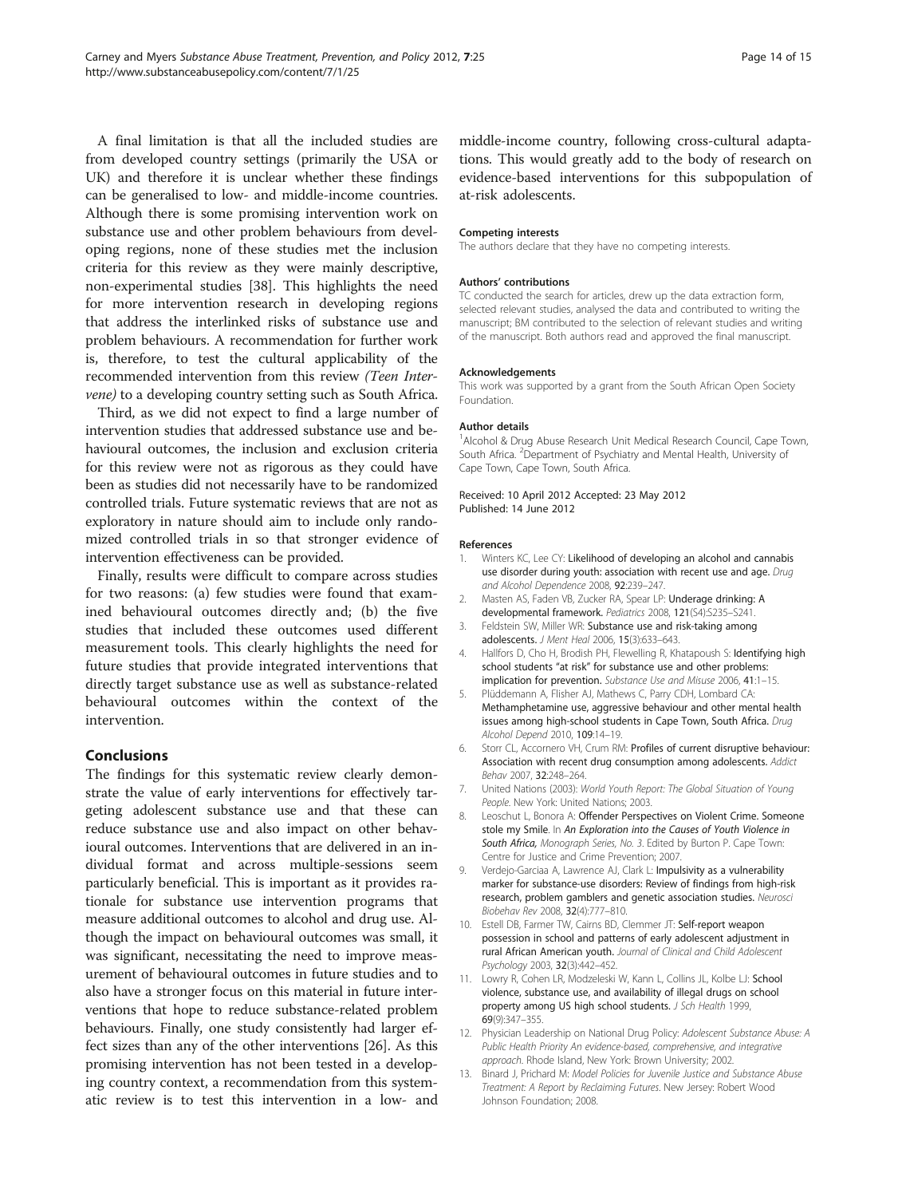A final limitation is that all the included studies are from developed country settings (primarily the USA or UK) and therefore it is unclear whether these findings can be generalised to low- and middle-income countries. Although there is some promising intervention work on substance use and other problem behaviours from developing regions, none of these studies met the inclusion criteria for this review as they were mainly descriptive, non-experimental studies [38]. This highlights the need for more intervention research in developing regions that address the interlinked risks of substance use and problem behaviours. A recommendation for further work is, therefore, to test the cultural applicability of the recommended intervention from this review *(Teen Intervene)* to a developing country setting such as South Africa.

Third, as we did not expect to find a large number of intervention studies that addressed substance use and behavioural outcomes, the inclusion and exclusion criteria for this review were not as rigorous as they could have been as studies did not necessarily have to be randomized controlled trials. Future systematic reviews that are not as exploratory in nature should aim to include only randomized controlled trials in so that stronger evidence of intervention effectiveness can be provided.

Finally, results were difficult to compare across studies for two reasons: (a) few studies were found that examined behavioural outcomes directly and; (b) the five studies that included these outcomes used different measurement tools. This clearly highlights the need for future studies that provide integrated interventions that directly target substance use as well as substance-related behavioural outcomes within the context of the intervention.

## Conclusions

The findings for this systematic review clearly demonstrate the value of early interventions for effectively targeting adolescent substance use and that these can reduce substance use and also impact on other behavioural outcomes. Interventions that are delivered in an individual format and across multiple-sessions seem particularly beneficial. This is important as it provides rationale for substance use intervention programs that measure additional outcomes to alcohol and drug use. Although the impact on behavioural outcomes was small, it was significant, necessitating the need to improve measurement of behavioural outcomes in future studies and to also have a stronger focus on this material in future interventions that hope to reduce substance-related problem behaviours. Finally, one study consistently had larger effect sizes than any of the other interventions [26]. As this promising intervention has not been tested in a developing country context, a recommendation from this systematic review is to test this intervention in a low- and middle-income country, following cross-cultural adaptations. This would greatly add to the body of research on evidence-based interventions for this subpopulation of at-risk adolescents.

#### Competing interests

The authors declare that they have no competing interests.

#### Authors' contributions

TC conducted the search for articles, drew up the data extraction form, selected relevant studies, analysed the data and contributed to writing the manuscript; BM contributed to the selection of relevant studies and writing of the manuscript. Both authors read and approved the final manuscript.

#### Acknowledgements

This work was supported by a grant from the South African Open Society Foundation.

#### Author details

[1]Alcohol & Drug Abuse Research Unit Medical Research Council, Cape Town, South Africa. [2]Department of Psychiatry and Mental Health, University of Cape Town, Cape Town, South Africa.

Received: 10 April 2012 Accepted: 23 May 2012
Published: 14 June 2012

#### References

1. Winters KC, Lee CY: **Likelihood of developing an alcohol and cannabis use disorder during youth: association with recent use and age.** *Drug and Alcohol Dependence* 2008, **92**:239–247.
2. Masten AS, Faden VB, Zucker RA, Spear LP: **Underage drinking: A developmental framework.** *Pediatrics* 2008, **121**(S4):S235–S241.
3. Feldstein SW, Miller WR: **Substance use and risk-taking among adolescents.** *J Ment Heal* 2006, **15**(3):633–643.
4. Hallfors D, Cho H, Brodish PH, Flewelling R, Khatapoush S: **Identifying high school students "at risk" for substance use and other problems: implication for prevention.** *Substance Use and Misuse* 2006, **41**:1–15.
5. Plüddemann A, Flisher AJ, Mathews C, Parry CDH, Lombard CA: **Methamphetamine use, aggressive behaviour and other mental health issues among high-school students in Cape Town, South Africa.** *Drug Alcohol Depend* 2010, **109**:14–19.
6. Storr CL, Accornero VH, Crum RM: **Profiles of current disruptive behaviour: Association with recent drug consumption among adolescents.** *Addict Behav* 2007, **32**:248–264.
7. United Nations (2003): *World Youth Report: The Global Situation of Young People*. New York: United Nations; 2003.
8. Leoschut L, Bonora A: **Offender Perspectives on Violent Crime. Someone stole my Smile.** In *An Exploration into the Causes of Youth Violence in South Africa, Monograph Series, No. 3*. Edited by Burton P. Cape Town: Centre for Justice and Crime Prevention; 2007.
9. Verdejo-Garciaa A, Lawrence AJ, Clark L: **Impulsivity as a vulnerability marker for substance-use disorders: Review of findings from high-risk research, problem gamblers and genetic association studies.** *Neurosci Biobehav Rev* 2008, **32**(4):777–810.
10. Estell DB, Farmer TW, Cairns BD, Clemmer JT: **Self-report weapon possession in school and patterns of early adolescent adjustment in rural African American youth.** *Journal of Clinical and Child Adolescent Psychology* 2003, **32**(3):442–452.
11. Lowry R, Cohen LR, Modzeleski W, Kann L, Collins JL, Kolbe LJ: **School violence, substance use, and availability of illegal drugs on school property among US high school students.** *J Sch Health* 1999, **69**(9):347–355.
12. Physician Leadership on National Drug Policy: *Adolescent Substance Abuse: A Public Health Priority An evidence-based, comprehensive, and integrative approach*. Rhode Island, New York: Brown University; 2002.
13. Binard J, Prichard M: *Model Policies for Juvenile Justice and Substance Abuse Treatment: A Report by Reclaiming Futures*. New Jersey: Robert Wood Johnson Foundation; 2008.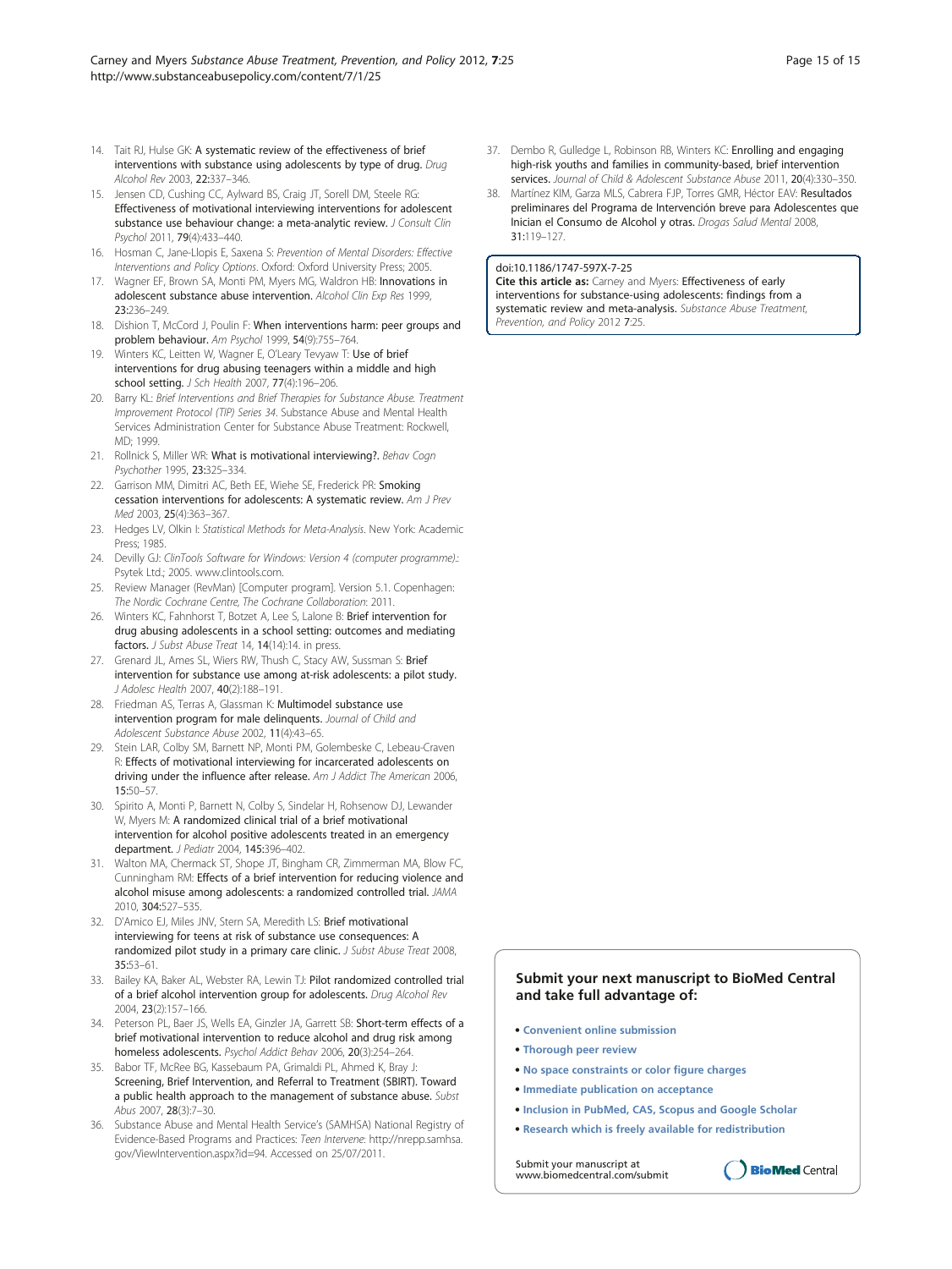14. Tait RJ, Hulse GK: **A systematic review of the effectiveness of brief interventions with substance using adolescents by type of drug.** *Drug Alcohol Rev* 2003, **22**:337–346.
15. Jensen CD, Cushing CC, Aylward BS, Craig JT, Sorell DM, Steele RG: **Effectiveness of motivational interviewing interventions for adolescent substance use behaviour change: a meta-analytic review.** *J Consult Clin Psychol* 2011, **79**(4):433–440.
16. Hosman C, Jane-Llopis E, Saxena S: *Prevention of Mental Disorders: Effective Interventions and Policy Options*. Oxford: Oxford University Press; 2005.
17. Wagner EF, Brown SA, Monti PM, Myers MG, Waldron HB: **Innovations in adolescent substance abuse intervention.** *Alcohol Clin Exp Res* 1999, **23**:236–249.
18. Dishion T, McCord J, Poulin F: **When interventions harm: peer groups and problem behaviour.** *Am Psychol* 1999, **54**(9):755–764.
19. Winters KC, Leitten W, Wagner E, O'Leary Tevyaw T: **Use of brief interventions for drug abusing teenagers within a middle and high school setting.** *J Sch Health* 2007, **77**(4):196–206.
20. Barry KL: *Brief Interventions and Brief Therapies for Substance Abuse. Treatment Improvement Protocol (TIP) Series 34*. Substance Abuse and Mental Health Services Administration Center for Substance Abuse Treatment: Rockwell, MD; 1999.
21. Rollnick S, Miller WR: **What is motivational interviewing?.** *Behav Cogn Psychother* 1995, **23**:325–334.
22. Garrison MM, Dimitri AC, Beth EE, Wiehe SE, Frederick PR: **Smoking cessation interventions for adolescents: A systematic review.** *Am J Prev Med* 2003, **25**(4):363–367.
23. Hedges LV, Olkin I: *Statistical Methods for Meta-Analysis*. New York: Academic Press; 1985.
24. Devilly GJ: *ClinTools Software for Windows: Version 4 (computer programme).*: Psytek Ltd.; 2005. www.clintools.com.
25. Review Manager (RevMan) [Computer program]. Version 5.1. Copenhagen: *The Nordic Cochrane Centre, The Cochrane Collaboration*: 2011.
26. Winters KC, Fahnhorst T, Botzet A, Lee S, Lalone B: **Brief intervention for drug abusing adolescents in a school setting: outcomes and mediating factors.** *J Subst Abuse Treat* 14, **14**(14):14. in press.
27. Grenard JL, Ames SL, Wiers RW, Thush C, Stacy AW, Sussman S: **Brief intervention for substance use among at-risk adolescents: a pilot study.** *J Adolesc Health* 2007, **40**(2):188–191.
28. Friedman AS, Terras A, Glassman K: **Multimodel substance use intervention program for male delinquents.** *Journal of Child and Adolescent Substance Abuse* 2002, **11**(4):43–65.
29. Stein LAR, Colby SM, Barnett NP, Monti PM, Golembeske C, Lebeau-Craven R: **Effects of motivational interviewing for incarcerated adolescents on driving under the influence after release.** *Am J Addict The American* 2006, **15**:50–57.
30. Spirito A, Monti P, Barnett N, Colby S, Sindelar H, Rohsenow DJ, Lewander W, Myers M: **A randomized clinical trial of a brief motivational intervention for alcohol positive adolescents treated in an emergency department.** *J Pediatr* 2004, **145**:396–402.
31. Walton MA, Chermack ST, Shope JT, Bingham CR, Zimmerman MA, Blow FC, Cunningham RM: **Effects of a brief intervention for reducing violence and alcohol misuse among adolescents: a randomized controlled trial.** *JAMA* 2010, **304**:527–535.
32. D'Amico EJ, Miles JNV, Stern SA, Meredith LS: **Brief motivational interviewing for teens at risk of substance use consequences: A randomized pilot study in a primary care clinic.** *J Subst Abuse Treat* 2008, **35**:53–61.
33. Bailey KA, Baker AL, Webster RA, Lewin TJ: **Pilot randomized controlled trial of a brief alcohol intervention group for adolescents.** *Drug Alcohol Rev* 2004, **23**(2):157–166.
34. Peterson PL, Baer JS, Wells EA, Ginzler JA, Garrett SB: **Short-term effects of a brief motivational intervention to reduce alcohol and drug risk among homeless adolescents.** *Psychol Addict Behav* 2006, **20**(3):254–264.
35. Babor TF, McRee BG, Kassebaum PA, Grimaldi PL, Ahmed K, Bray J: **Screening, Brief Intervention, and Referral to Treatment (SBIRT). Toward a public health approach to the management of substance abuse.** *Subst Abus* 2007, **28**(3):7–30.
36. Substance Abuse and Mental Health Service's (SAMHSA) National Registry of Evidence-Based Programs and Practices: *Teen Intervene*: http://nrepp.samhsa.gov/ViewIntervention.aspx?id=94. Accessed on 25/07/2011.
37. Dembo R, Gulledge L, Robinson RB, Winters KC: **Enrolling and engaging high-risk youths and families in community-based, brief intervention services.** *Journal of Child & Adolescent Substance Abuse* 2011, **20**(4):330–350.
38. Martínez KIM, Garza MLS, Cabrera FJP, Torres GMR, Héctor EAV: **Resultados preliminares del Programa de Intervención breve para Adolescentes que Inician el Consumo de Alcohol y otras.** *Drogas Salud Mental* 2008, **31**:119–127.

doi:10.1186/1747-597X-7-25
**Cite this article as:** Carney and Myers: Effectiveness of early interventions for substance-using adolescents: findings from a systematic review and meta-analysis. *Substance Abuse Treatment, Prevention, and Policy* 2012 **7**:25.

**Submit your next manuscript to BioMed Central and take full advantage of:**

- **Convenient online submission**
- **Thorough peer review**
- **No space constraints or color figure charges**
- **Immediate publication on acceptance**
- **Inclusion in PubMed, CAS, Scopus and Google Scholar**
- **Research which is freely available for redistribution**

Submit your manuscript at
www.biomedcentral.com/submit

BioMed Central